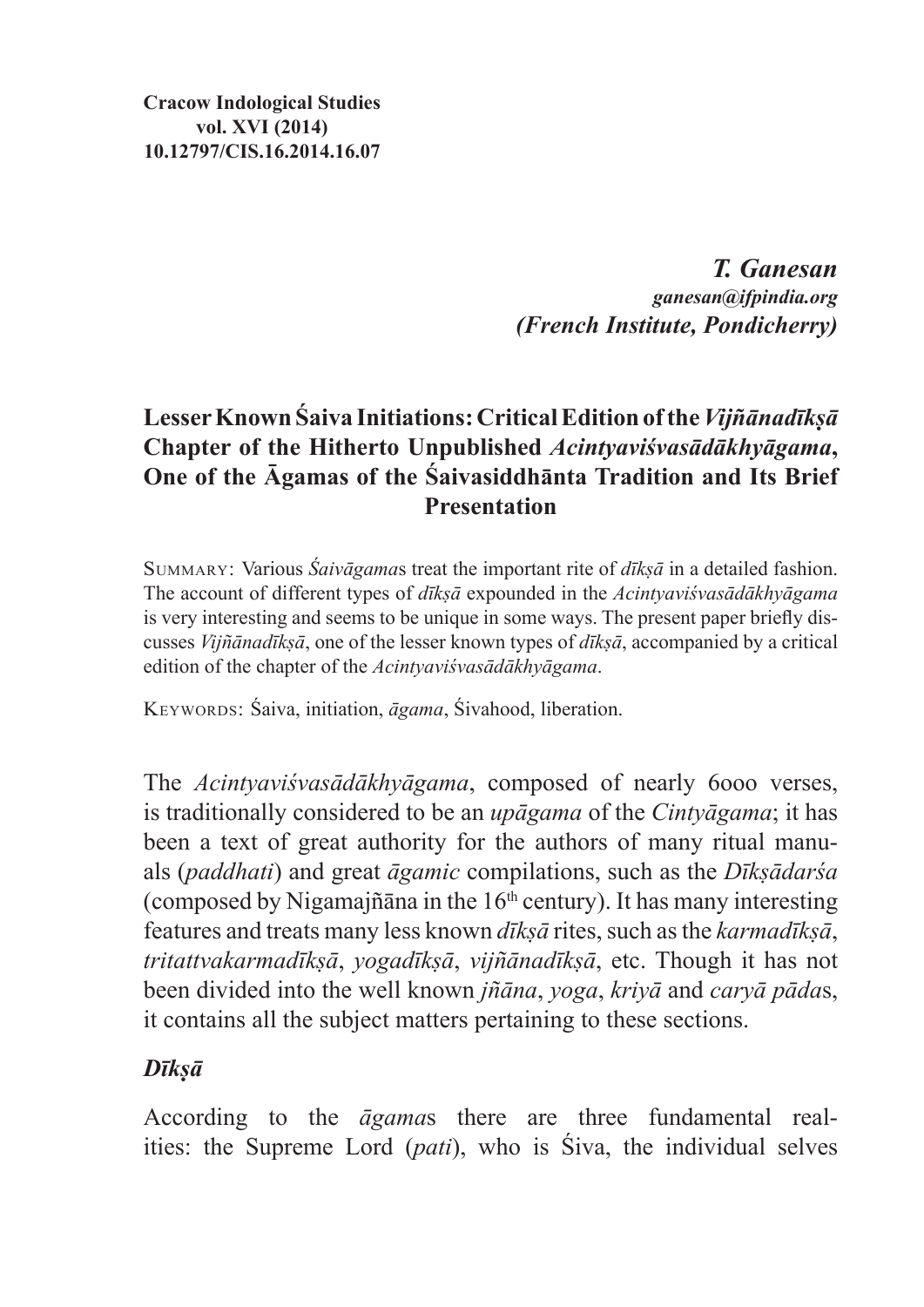**Cracow Indological Studies**
**vol. XVI (2014)**
**10.12797/CIS.16.2014.16.07**

***T. Ganesan***
***ganesan@ifpindia.org***
***(French Institute, Pondicherry)***

# Lesser Known Śaiva Initiations: Critical Edition of the *Vijñānadīkṣā* Chapter of the Hitherto Unpublished *Acintyaviśvasādākhyāgama*, One of the Āgamas of the Śaivasiddhānta Tradition and Its Brief Presentation

SUMMARY: Various *Śaivāgama*s treat the important rite of *dīkṣā* in a detailed fashion. The account of different types of *dīkṣā* expounded in the *Acintyaviśvasādākhyāgama* is very interesting and seems to be unique in some ways. The present paper briefly discusses *Vijñānadīkṣā*, one of the lesser known types of *dīkṣā*, accompanied by a critical edition of the chapter of the *Acintyaviśvasādākhyāgama*.

KEYWORDS: Śaiva, initiation, *āgama*, Śivahood, liberation.

The *Acintyaviśvasādākhyāgama*, composed of nearly 6ooo verses, is traditionally considered to be an *upāgama* of the *Cintyāgama*; it has been a text of great authority for the authors of many ritual manuals (*paddhati*) and great *āgamic* compilations, such as the *Dīkṣādarśa* (composed by Nigamajñāna in the 16th century). It has many interesting features and treats many less known *dīkṣā* rites, such as the *karmadīkṣā*, *tritattvakarmadīkṣā*, *yogadīkṣā*, *vijñānadīkṣā*, etc. Though it has not been divided into the well known *jñāna*, *yoga*, *kriyā* and *caryā pāda*s, it contains all the subject matters pertaining to these sections.

## *Dīkṣā*

According to the *āgama*s there are three fundamental realities: the Supreme Lord (*pati*), who is Śiva, the individual selves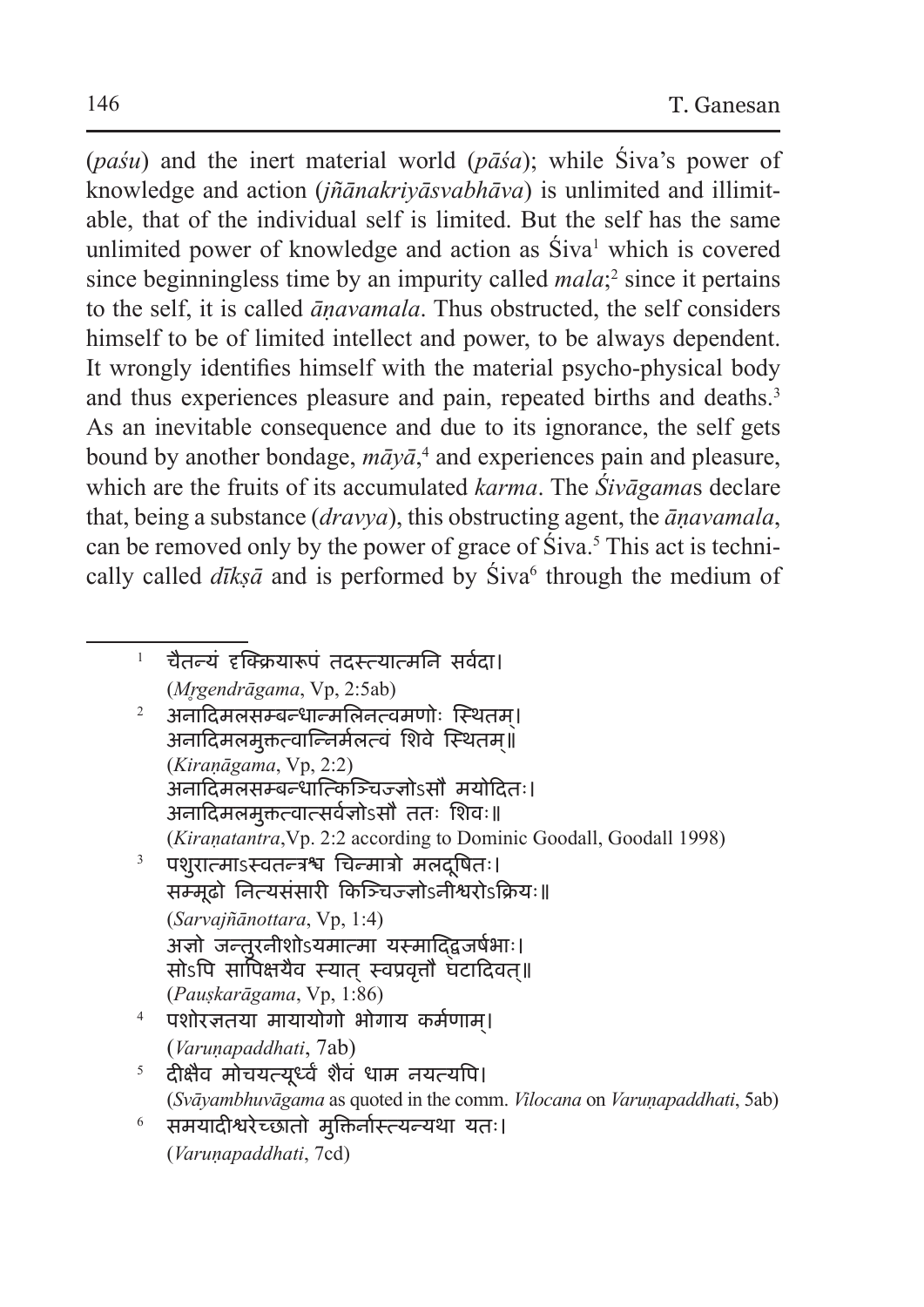(*paśu*) and the inert material world (*pāśa*); while Śiva's power of knowledge and action (*jñānakriyāsvabhāva*) is unlimited and illimitable, that of the individual self is limited. But the self has the same unlimited power of knowledge and action as Śiva[1] which is covered since beginningless time by an impurity called *mala*;[2] since it pertains to the self, it is called *āṇavamala*. Thus obstructed, the self considers himself to be of limited intellect and power, to be always dependent. It wrongly identifies himself with the material psycho-physical body and thus experiences pleasure and pain, repeated births and deaths.[3] As an inevitable consequence and due to its ignorance, the self gets bound by another bondage, *māyā*,[4] and experiences pain and pleasure, which are the fruits of its accumulated *karma*. The *Śivāgama*s declare that, being a substance (*dravya*), this obstructing agent, the *āṇavamala*, can be removed only by the power of grace of Śiva.[5] This act is technically called *dīkṣā* and is performed by Śiva[6] through the medium of

---

[1] चैतन्यं दृक्क्रियारूपं तदस्त्यात्मनि सर्वदा।
(*Mṛgendrāgama*, Vp, 2:5ab)

[2] अनादिमलसम्बन्धान्मलिनत्वमणोः स्थितम्।
अनादिमलमुक्तत्वान्निर्मलत्वं शिवे स्थितम्॥
(*Kiraṇāgama*, Vp, 2:2)
अनादिमलसम्बन्धात्किञ्चिज्ज्ञोऽसौ मयोदितः।
अनादिमलमुक्तत्वात्सर्वज्ञोऽसौ ततः शिवः॥
(*Kiraṇatantra*,Vp. 2:2 according to Dominic Goodall, Goodall 1998)

[3] पशुरात्माऽस्वतन्त्रश्च चिन्मात्रो मलदूषितः।
सम्मूढो नित्यसंसारी किञ्चिज्ज्ञोऽनीश्वरोऽक्रियः॥
(*Sarvajñānottara*, Vp, 1:4)
अज्ञो जन्तुरनीशोऽयमात्मा यस्माद्द्विजर्षभाः।
सोऽपि सापिक्षयैव स्यात् स्वप्रवृत्तौ घटादिवत्॥
(*Pauṣkarāgama*, Vp, 1:86)

[4] पशोरज्ञतया मायायोगो भोगाय कर्मणाम्।
(*Varuṇapaddhati*, 7ab)

[5] दीक्षैव मोचयत्यूर्ध्वं शैवं धाम नयत्यपि।
(*Svāyambhuvāgama* as quoted in the comm. *Vilocana* on *Varuṇapaddhati*, 5ab)

[6] समयादीश्वरेच्छातो मुक्तिर्नास्त्यन्यथा यतः।
(*Varuṇapaddhati*, 7cd)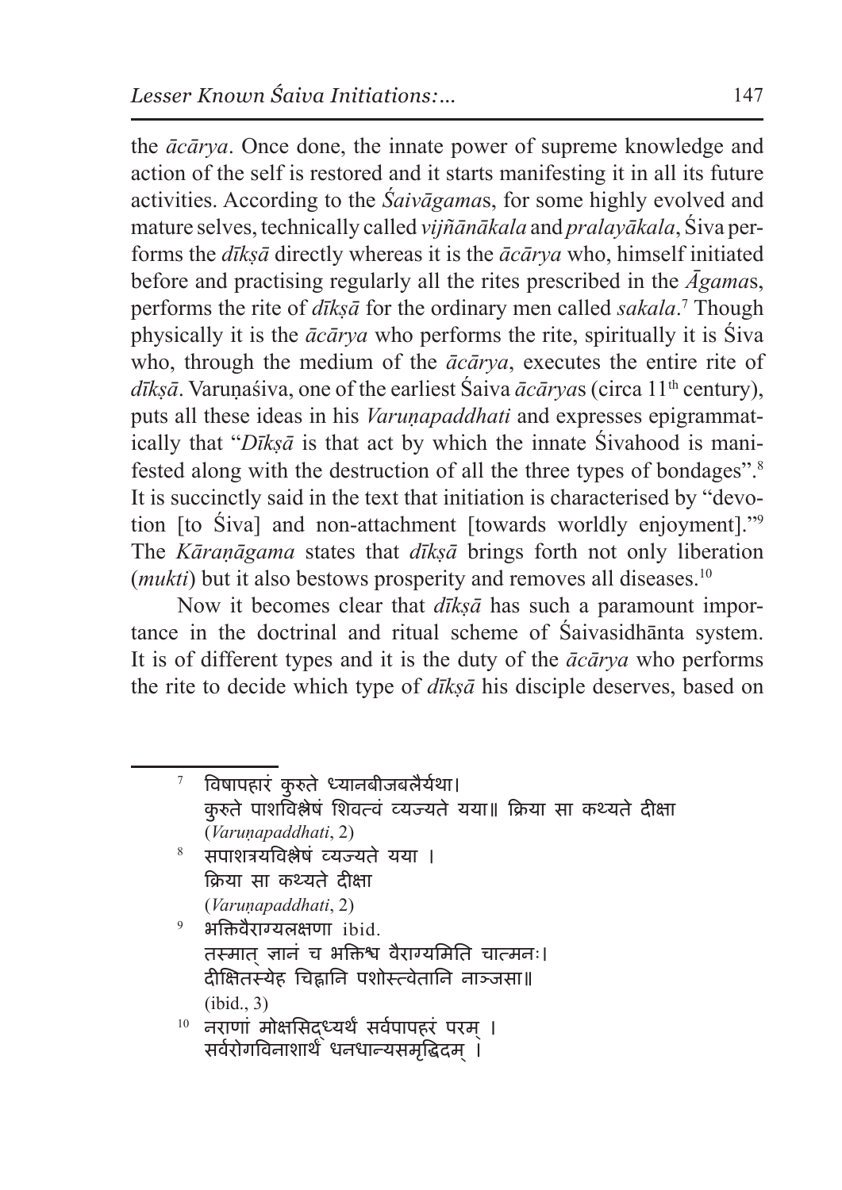the *ācārya*. Once done, the innate power of supreme knowledge and action of the self is restored and it starts manifesting it in all its future activities. According to the *Śaivāgama*s, for some highly evolved and mature selves, technically called *vijñānākala* and *pralayākala*, Śiva performs the *dīkṣā* directly whereas it is the *ācārya* who, himself initiated before and practising regularly all the rites prescribed in the *Āgama*s, performs the rite of *dīkṣā* for the ordinary men called *sakala*.[7] Though physically it is the *ācārya* who performs the rite, spiritually it is Śiva who, through the medium of the *ācārya*, executes the entire rite of *dīkṣā*. Varuṇaśiva, one of the earliest Śaiva *ācārya*s (circa 11th century), puts all these ideas in his *Varuṇapaddhati* and expresses epigrammatically that "*Dīkṣā* is that act by which the innate Śivahood is manifested along with the destruction of all the three types of bondages".[8] It is succinctly said in the text that initiation is characterised by "devotion [to Śiva] and non-attachment [towards worldly enjoyment]."[9] The *Kāraṇāgama* states that *dīkṣā* brings forth not only liberation (*mukti*) but it also bestows prosperity and removes all diseases.[10]

Now it becomes clear that *dīkṣā* has such a paramount importance in the doctrinal and ritual scheme of Śaivasidhānta system. It is of different types and it is the duty of the *ācārya* who performs the rite to decide which type of *dīkṣā* his disciple deserves, based on

---

[7] विषापहारं कुरुते ध्यानबीजबलैर्यथा।
कुरुते पाशविश्लेषं शिवत्वं व्यज्यते यया॥ क्रिया सा कथ्यते दीक्षा
(*Varuṇapaddhati*, 2)

[8] सपाशत्रयविश्लेषं व्यज्यते यया ।
क्रिया सा कथ्यते दीक्षा
(*Varuṇapaddhati*, 2)

[9] भक्तिवैराग्यलक्षणा ibid.
तस्मात् ज्ञानं च भक्तिश्च वैराग्यमिति चात्मनः।
दीक्षितस्येह चिह्नानि पशोस्त्वेतानि नाञ्जसा॥
(ibid., 3)

[10] नराणां मोक्षसिद्ध्यर्थं सर्वपापहरं परम् ।
सर्वरोगविनाशार्थं धनधान्यसमृद्धिदम् ।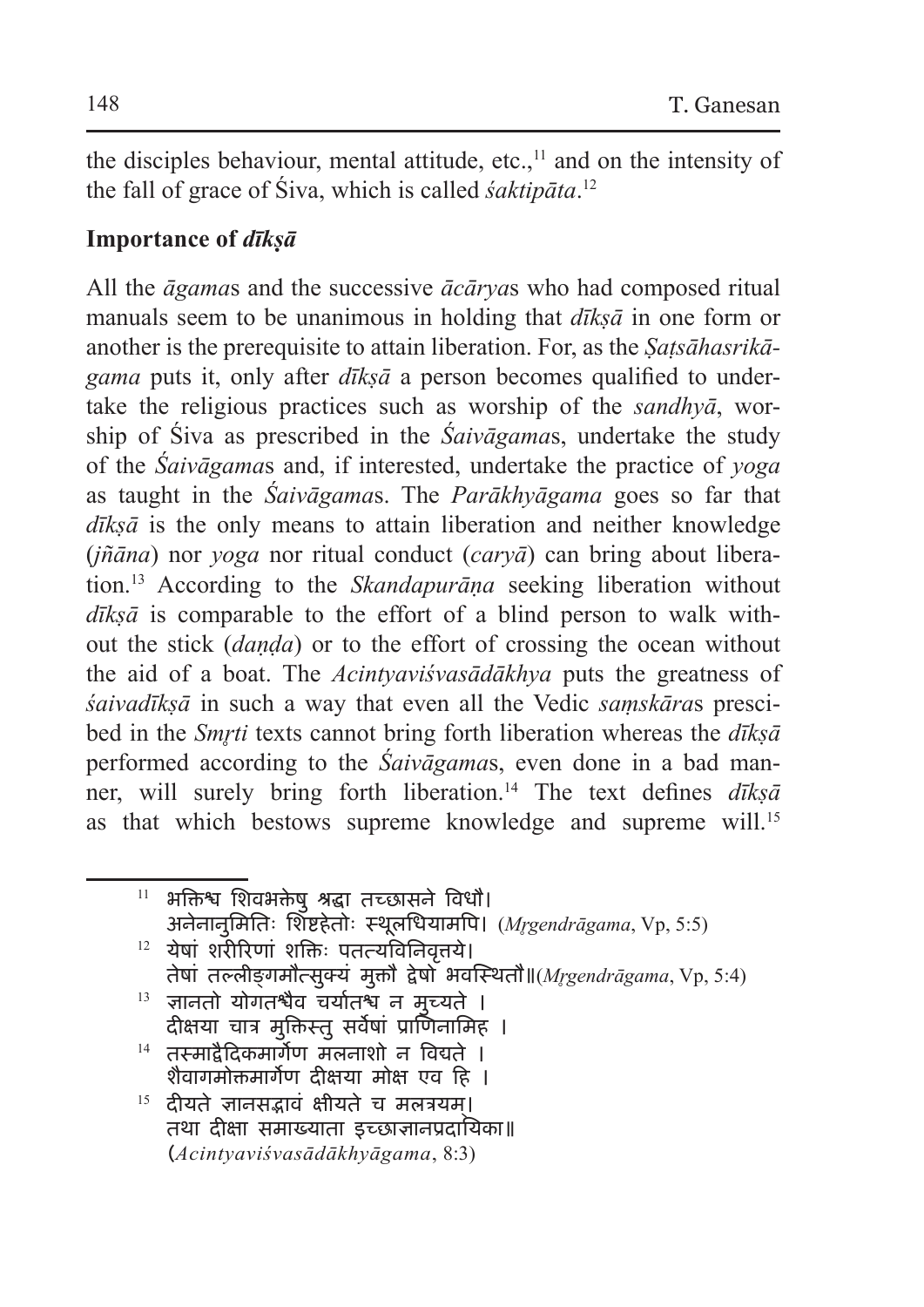the disciples behaviour, mental attitude, etc.,[11] and on the intensity of the fall of grace of Śiva, which is called *śaktipāta*.[12]

### Importance of *dīkṣā*

All the *āgama*s and the successive *ācārya*s who had composed ritual manuals seem to be unanimous in holding that *dīkṣā* in one form or another is the prerequisite to attain liberation. For, as the *Ṣaṭsāhasrikāgama* puts it, only after *dīkṣā* a person becomes qualified to undertake the religious practices such as worship of the *sandhyā*, worship of Śiva as prescribed in the *Śaivāgama*s, undertake the study of the *Śaivāgama*s and, if interested, undertake the practice of *yoga* as taught in the *Śaivāgama*s. The *Parākhyāgama* goes so far that *dīkṣā* is the only means to attain liberation and neither knowledge (*jñāna*) nor *yoga* nor ritual conduct (*caryā*) can bring about liberation.[13] According to the *Skandapurāṇa* seeking liberation without *dīkṣā* is comparable to the effort of a blind person to walk without the stick (*daṇḍa*) or to the effort of crossing the ocean without the aid of a boat. The *Acintyaviśvasādākhya* puts the greatness of *śaivadīkṣā* in such a way that even all the Vedic *saṃskāra*s prescibed in the *Smṛti* texts cannot bring forth liberation whereas the *dīkṣā* performed according to the *Śaivāgama*s, even done in a bad manner, will surely bring forth liberation.[14] The text defines *dīkṣā* as that which bestows supreme knowledge and supreme will.[15]

---

[11] भक्तिश्च शिवभक्तेषु श्रद्धा तच्छासने विधौ।
अनेनानुमितिः शिष्टहेतोः स्थूलधियामपि। (*Mṛgendrāgama*, Vp, 5:5)

[12] येषां शरीरिणां शक्तिः पतत्यविनिवृत्तये।
तेषां तल्लीङ्गमौत्सुक्यं मुक्तौ द्वेषो भवस्थितौ॥(*Mṛgendrāgama*, Vp, 5:4)

[13] ज्ञानतो योगतश्चैव चर्यातश्च न मुच्यते ।
दीक्षया चात्र मुक्तिस्तु सर्वेषां प्राणिनामिह ।

[14] तस्माद्वैदिकमार्गेण मलनाशो न विद्यते ।
शैवागमोक्तमार्गेण दीक्षया मोक्ष एव हि ।

[15] दीयते ज्ञानसद्भावं क्षीयते च मलत्रयम्।
तथा दीक्षा समाख्याता इच्छाज्ञानप्रदायिका॥
(*Acintyaviśvasādākhyāgama*, 8:3)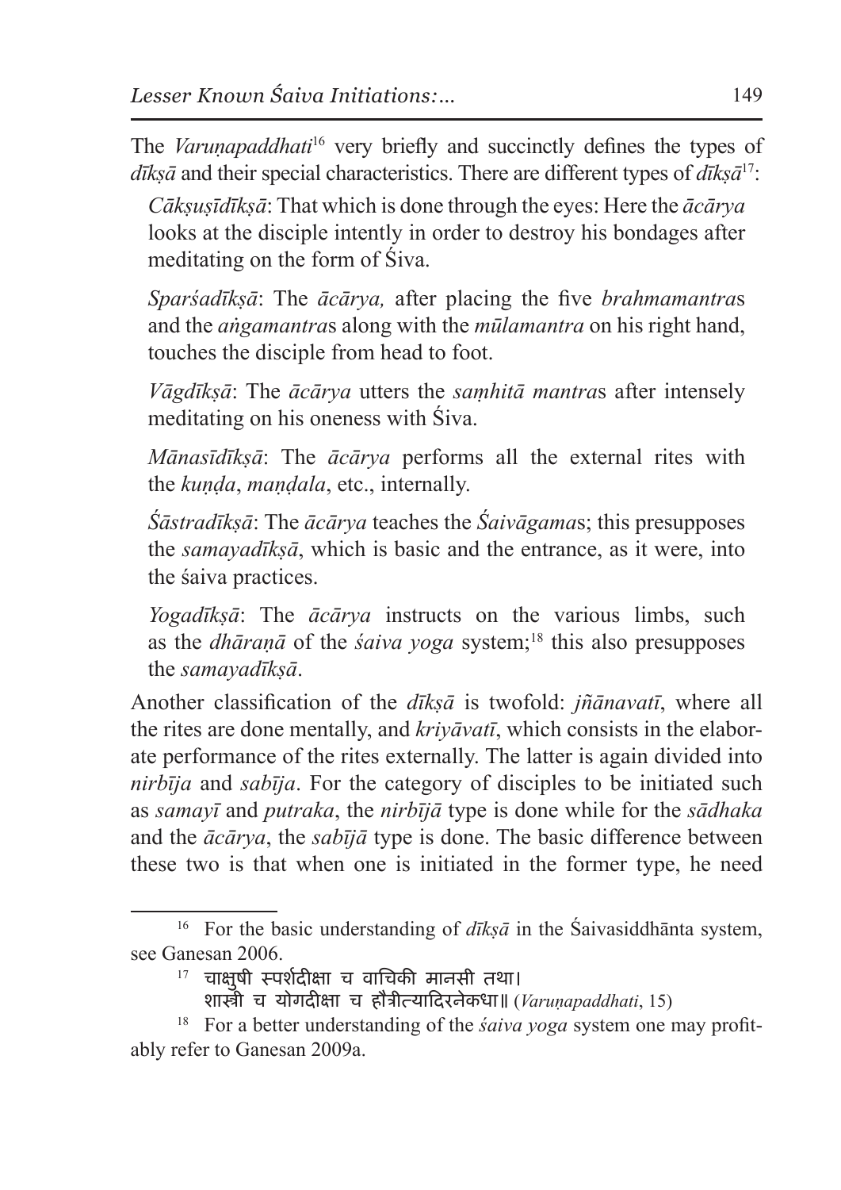The *Varuṇapaddhati*[16] very briefly and succinctly defines the types of *dīkṣā* and their special characteristics. There are different types of *dīkṣā*[17]:

*Cākṣuṣīdīkṣā*: That which is done through the eyes: Here the *ācārya* looks at the disciple intently in order to destroy his bondages after meditating on the form of Śiva.

*Sparśadīkṣā*: The *ācārya,* after placing the five *brahmamantra*s and the *aṅgamantra*s along with the *mūlamantra* on his right hand, touches the disciple from head to foot.

*Vāgdīkṣā*: The *ācārya* utters the *saṃhitā mantra*s after intensely meditating on his oneness with Śiva.

*Mānasīdīkṣā*: The *ācārya* performs all the external rites with the *kuṇḍa*, *maṇḍala*, etc., internally.

*Śāstradīkṣā*: The *ācārya* teaches the *Śaivāgama*s; this presupposes the *samayadīkṣā*, which is basic and the entrance, as it were, into the śaiva practices.

*Yogadīkṣā*: The *ācārya* instructs on the various limbs, such as the *dhāraṇā* of the *śaiva yoga* system;[18] this also presupposes the *samayadīkṣā*.

Another classification of the *dīkṣā* is twofold: *jñānavatī*, where all the rites are done mentally, and *kriyāvatī*, which consists in the elaborate performance of the rites externally. The latter is again divided into *nirbīja* and *sabīja*. For the category of disciples to be initiated such as *samayī* and *putraka*, the *nirbījā* type is done while for the *sādhaka* and the *ācārya*, the *sabījā* type is done. The basic difference between these two is that when one is initiated in the former type, he need

---

[16] For the basic understanding of *dīkṣā* in the Śaivasiddhānta system, see Ganesan 2006.

[17] चाक्षुषी स्पर्शदीक्षा च वाचिकी मानसी तथा।
शास्त्री च योगदीक्षा च हौत्रीत्यादिरनेकधा॥ (*Varuṇapaddhati*, 15)

[18] For a better understanding of the *śaiva yoga* system one may profitably refer to Ganesan 2009a.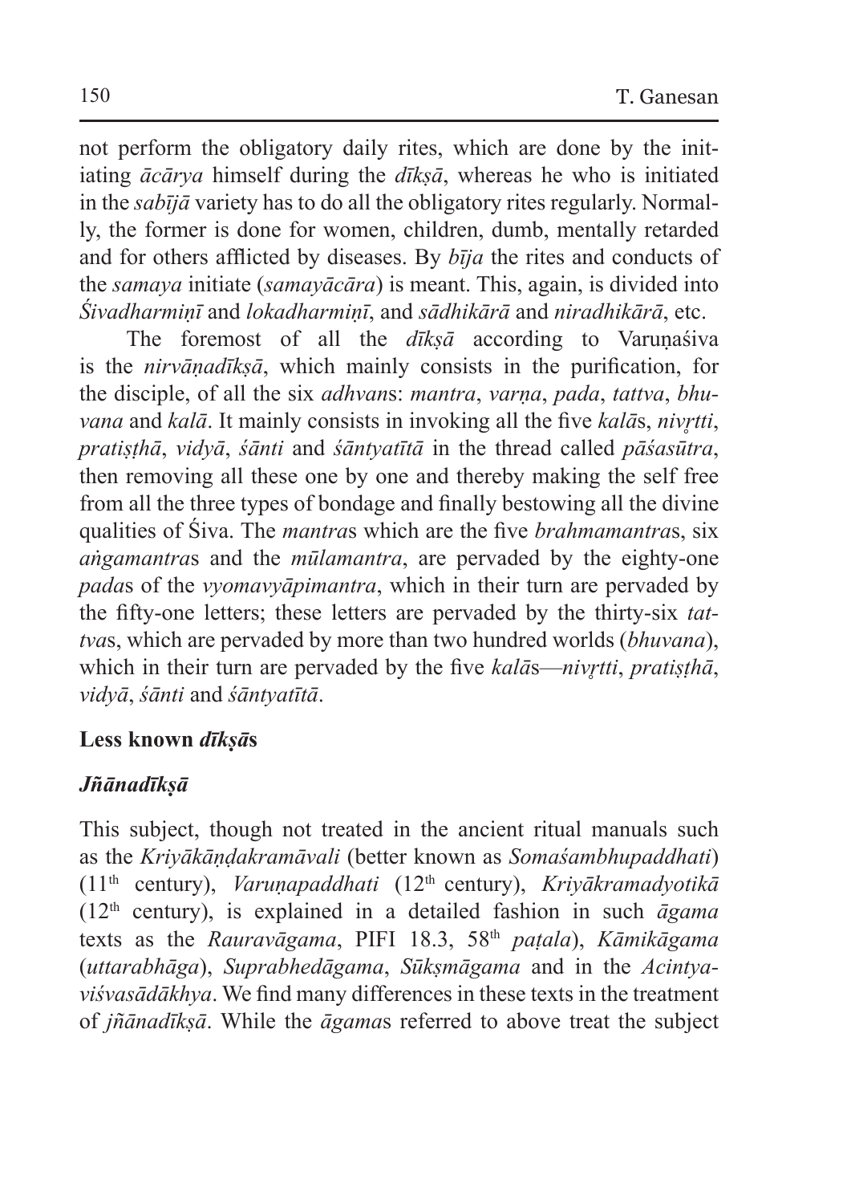not perform the obligatory daily rites, which are done by the initiating *ācārya* himself during the *dīkṣā*, whereas he who is initiated in the *sabījā* variety has to do all the obligatory rites regularly. Normally, the former is done for women, children, dumb, mentally retarded and for others afflicted by diseases. By *bīja* the rites and conducts of the *samaya* initiate (*samayācāra*) is meant. This, again, is divided into *Śivadharmiṇī* and *lokadharmiṇī*, and *sādhikārā* and *niradhikārā*, etc.

The foremost of all the *dīkṣā* according to Varuṇaśiva is the *nirvāṇadīkṣā*, which mainly consists in the purification, for the disciple, of all the six *adhvan*s: *mantra*, *varṇa*, *pada*, *tattva*, *bhuvana* and *kalā*. It mainly consists in invoking all the five *kalā*s, *nivṛtti*, *pratiṣṭhā*, *vidyā*, *śānti* and *śāntyatītā* in the thread called *pāśasūtra*, then removing all these one by one and thereby making the self free from all the three types of bondage and finally bestowing all the divine qualities of Śiva. The *mantra*s which are the five *brahmamantra*s, six *aṅgamantra*s and the *mūlamantra*, are pervaded by the eighty-one *pada*s of the *vyomavyāpimantra*, which in their turn are pervaded by the fifty-one letters; these letters are pervaded by the thirty-six *tattva*s, which are pervaded by more than two hundred worlds (*bhuvana*), which in their turn are pervaded by the five *kalā*s—*nivṛtti*, *pratiṣṭhā*, *vidyā*, *śānti* and *śāntyatītā*.

## Less known *dīkṣā*s

### *Jñānadīkṣā*

This subject, though not treated in the ancient ritual manuals such as the *Kriyākāṇḍakramāvali* (better known as *Somaśambhupaddhati*) (11th century), *Varuṇapaddhati* (12th century), *Kriyākramadyotikā* (12th century), is explained in a detailed fashion in such *āgama* texts as the *Rauravāgama*, PIFI 18.3, 58th *paṭala*), *Kāmikāgama* (*uttarabhāga*), *Suprabhedāgama*, *Sūkṣmāgama* and in the *Acintyaviśvasādākhya*. We find many differences in these texts in the treatment of *jñānadīkṣā*. While the *āgama*s referred to above treat the subject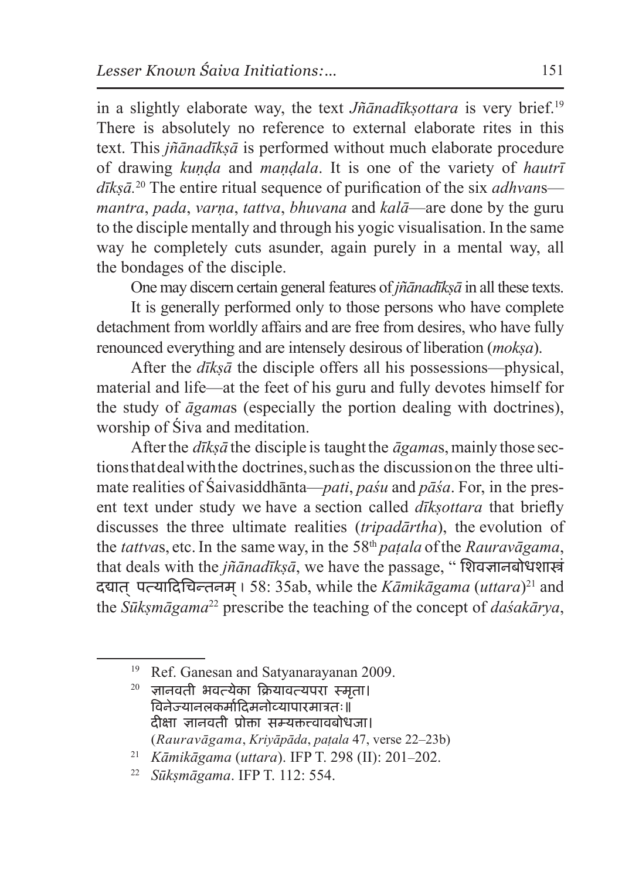in a slightly elaborate way, the text *Jñānadīkṣottara* is very brief.[19] There is absolutely no reference to external elaborate rites in this text. This *jñānadīkṣā* is performed without much elaborate procedure of drawing *kuṇḍa* and *maṇḍala*. It is one of the variety of *hautrī dīkṣā*.[20] The entire ritual sequence of purification of the six *adhvan*s—*mantra*, *pada*, *varṇa*, *tattva*, *bhuvana* and *kalā*—are done by the guru to the disciple mentally and through his yogic visualisation. In the same way he completely cuts asunder, again purely in a mental way, all the bondages of the disciple.

One may discern certain general features of *jñānadīkṣā* in all these texts.

It is generally performed only to those persons who have complete detachment from worldly affairs and are free from desires, who have fully renounced everything and are intensely desirous of liberation (*mokṣa*).

After the *dīkṣā* the disciple offers all his possessions—physical, material and life—at the feet of his guru and fully devotes himself for the study of *āgama*s (especially the portion dealing with doctrines), worship of Śiva and meditation.

After the *dīkṣā* the disciple is taught the *āgama*s, mainly those sections that deal with the doctrines, such as the discussion on the three ultimate realities of Śaivasiddhānta—*pati*, *paśu* and *pāśa*. For, in the present text under study we have a section called *dīkṣottara* that briefly discusses the three ultimate realities (*tripadārtha*), the evolution of the *tattva*s, etc. In the same way, in the 58th *paṭala* of the *Rauravāgama*, that deals with the *jñānadīkṣā*, we have the passage, " शिवज्ञानबोधशास्त्रं दद्यात् पत्यादिचिन्तनम्। 58: 35ab, while the *Kāmikāgama* (*uttara*)[21] and the *Sūkṣmāgama*[22] prescribe the teaching of the concept of *daśakārya*,

---

[19] Ref. Ganesan and Satyanarayanan 2009.

[20] ज्ञानवती भवत्येका क्रियावत्यपरा स्मृता।
विनेज्यानलकर्मादिमनोव्यापारमात्रतः॥
दीक्षा ज्ञानवती प्रोक्ता सम्यक्तत्त्वावबोधजा।
(*Rauravāgama*, *Kriyāpāda*, *paṭala* 47, verse 22–23b)

[21] *Kāmikāgama* (*uttara*). IFP T. 298 (II): 201–202.

[22] *Sūkṣmāgama*. IFP T. 112: 554.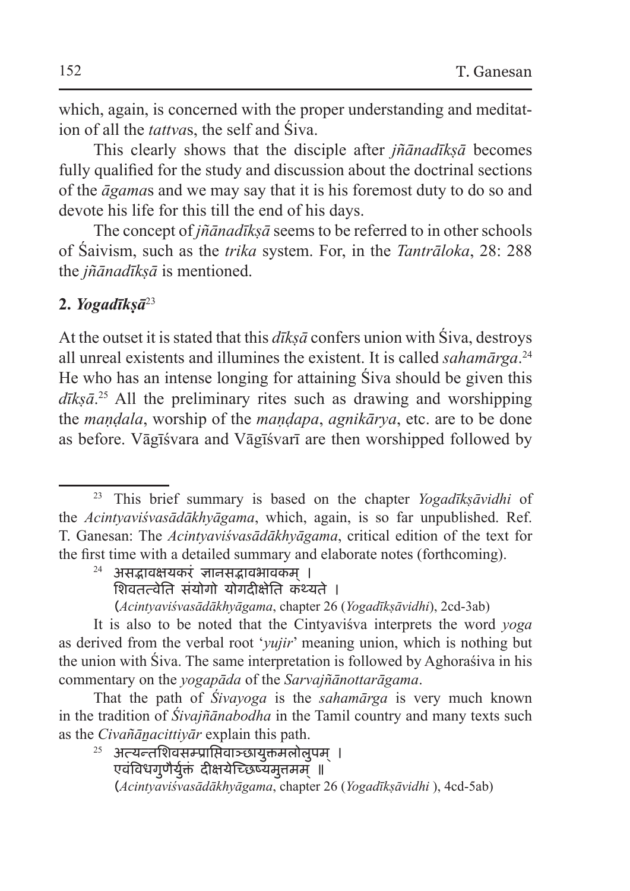which, again, is concerned with the proper understanding and meditation of all the *tattva*s, the self and Śiva.

This clearly shows that the disciple after *jñānadīkṣā* becomes fully qualified for the study and discussion about the doctrinal sections of the *āgama*s and we may say that it is his foremost duty to do so and devote his life for this till the end of his days.

The concept of *jñānadīkṣā* seems to be referred to in other schools of Śaivism, such as the *trika* system. For, in the *Tantrāloka*, 28: 288 the *jñānadīkṣā* is mentioned.

## 2. *Yogadīkṣā*[23]

At the outset it is stated that this *dīkṣā* confers union with Śiva, destroys all unreal existents and illumines the existent. It is called *sahamārga*.[24] He who has an intense longing for attaining Śiva should be given this *dīkṣā*.[25] All the preliminary rites such as drawing and worshipping the *maṇḍala*, worship of the *maṇḍapa*, *agnikārya*, etc. are to be done as before. Vāgīśvara and Vāgīśvarī are then worshipped followed by

---

[23] This brief summary is based on the chapter *Yogadīkṣāvidhi* of the *Acintyaviśvasādākhyāgama*, which, again, is so far unpublished. Ref. T. Ganesan: The *Acintyaviśvasādākhyāgama*, critical edition of the text for the first time with a detailed summary and elaborate notes (forthcoming).

[24] असद्भावक्षयकरं ज्ञानसद्भावभावकम् ।
शिवतत्वेति संयोगो योगदीक्षेति कथ्यते ।
(*Acintyaviśvasādākhyāgama*, chapter 26 (*Yogadīkṣāvidhi*), 2cd-3ab)

It is also to be noted that the Cintyaviśva interprets the word *yoga* as derived from the verbal root '*yujir*' meaning union, which is nothing but the union with Śiva. The same interpretation is followed by Aghoraśiva in his commentary on the *yogapāda* of the *Sarvajñānottarāgama*.

That the path of *Śivayoga* is the *sahamārga* is very much known in the tradition of *Śivajñānabodha* in the Tamil country and many texts such as the *Civañāṉacittiyār* explain this path.

[25] अत्यन्तशिवसम्प्राप्तिवाञ्छायुक्तमलोलुपम् ।
एवंविधगुणैर्युक्तं दीक्षयेच्छिष्यमुत्तमम् ॥
(*Acintyaviśvasādākhyāgama*, chapter 26 (*Yogadīkṣāvidhi* ), 4cd-5ab)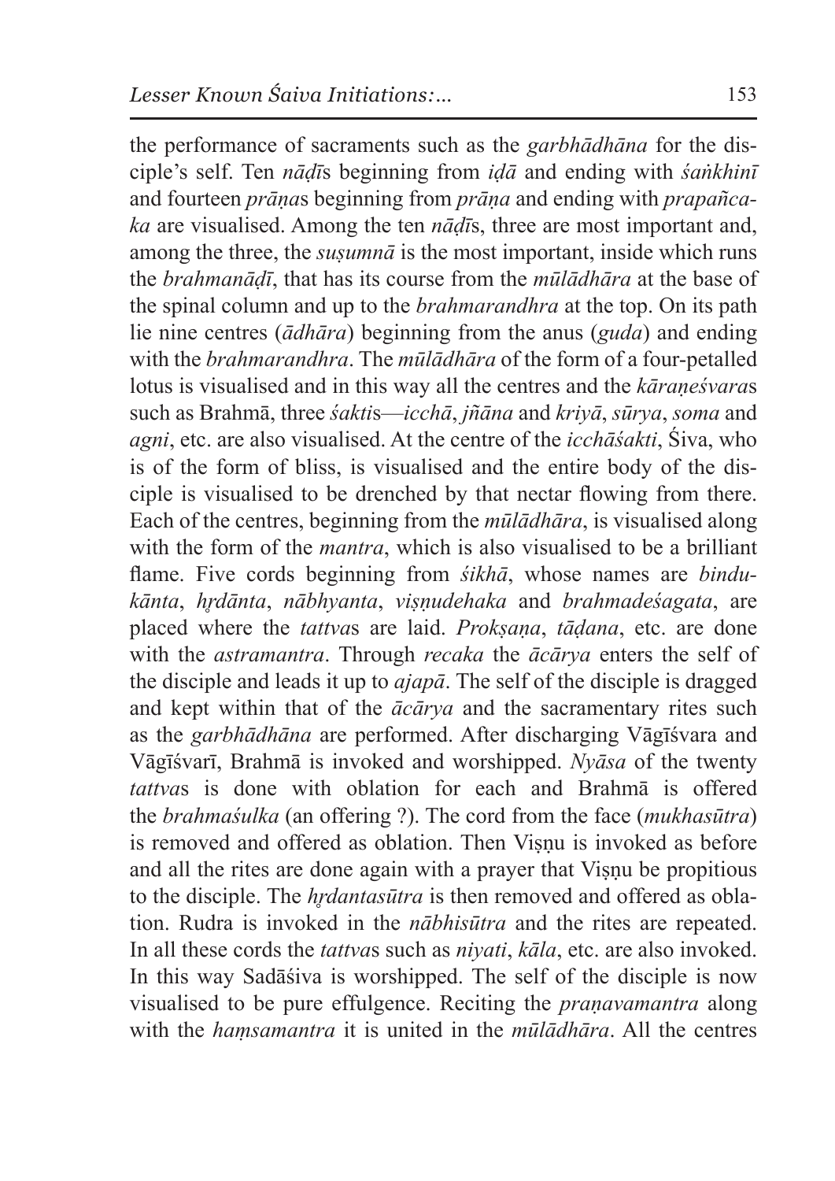the performance of sacraments such as the *garbhādhāna* for the disciple's self. Ten *nāḍī*s beginning from *iḍā* and ending with *śaṅkhinī* and fourteen *prāṇa*s beginning from *prāṇa* and ending with *prapañcaka* are visualised. Among the ten *nāḍī*s, three are most important and, among the three, the *suṣumnā* is the most important, inside which runs the *brahmanāḍī*, that has its course from the *mūlādhāra* at the base of the spinal column and up to the *brahmarandhra* at the top. On its path lie nine centres (*ādhāra*) beginning from the anus (*guda*) and ending with the *brahmarandhra*. The *mūlādhāra* of the form of a four-petalled lotus is visualised and in this way all the centres and the *kāraṇeśvara*s such as Brahmā, three *śakti*s—*icchā*, *jñāna* and *kriyā*, *sūrya*, *soma* and *agni*, etc. are also visualised. At the centre of the *icchāśakti*, Śiva, who is of the form of bliss, is visualised and the entire body of the disciple is visualised to be drenched by that nectar flowing from there. Each of the centres, beginning from the *mūlādhāra*, is visualised along with the form of the *mantra*, which is also visualised to be a brilliant flame. Five cords beginning from *śikhā*, whose names are *bindukānta*, *hṛdānta*, *nābhyanta*, *viṣṇudehaka* and *brahmadeśagata*, are placed where the *tattva*s are laid. *Prokṣaṇa*, *tāḍana*, etc. are done with the *astramantra*. Through *recaka* the *ācārya* enters the self of the disciple and leads it up to *ajapā*. The self of the disciple is dragged and kept within that of the *ācārya* and the sacramentary rites such as the *garbhādhāna* are performed. After discharging Vāgīśvara and Vāgīśvarī, Brahmā is invoked and worshipped. *Nyāsa* of the twenty *tattva*s is done with oblation for each and Brahmā is offered the *brahmaśulka* (an offering ?). The cord from the face (*mukhasūtra*) is removed and offered as oblation. Then Viṣṇu is invoked as before and all the rites are done again with a prayer that Viṣṇu be propitious to the disciple. The *hṛdantasūtra* is then removed and offered as oblation. Rudra is invoked in the *nābhisūtra* and the rites are repeated. In all these cords the *tattva*s such as *niyati*, *kāla*, etc. are also invoked. In this way Sadāśiva is worshipped. The self of the disciple is now visualised to be pure effulgence. Reciting the *praṇavamantra* along with the *haṃsamantra* it is united in the *mūlādhāra*. All the centres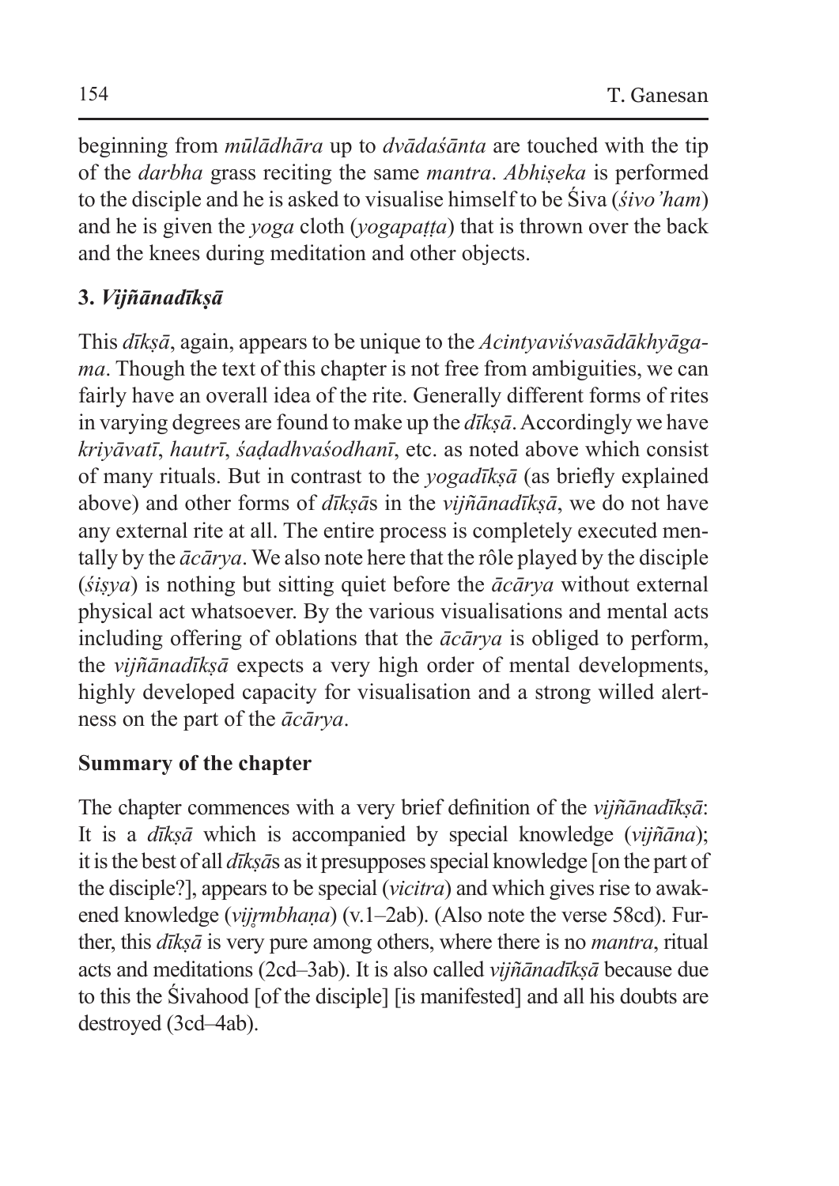beginning from *mūlādhāra* up to *dvādaśānta* are touched with the tip of the *darbha* grass reciting the same *mantra*. *Abhiṣeka* is performed to the disciple and he is asked to visualise himself to be Śiva (*śivo'ham*) and he is given the *yoga* cloth (*yogapaṭṭa*) that is thrown over the back and the knees during meditation and other objects.

### 3. *Vijñānadīkṣā*

This *dīkṣā*, again, appears to be unique to the *Acintyaviśvasādākhyāgama*. Though the text of this chapter is not free from ambiguities, we can fairly have an overall idea of the rite. Generally different forms of rites in varying degrees are found to make up the *dīkṣā*. Accordingly we have *kriyāvatī*, *hautrī*, *śaḍadhvaśodhanī*, etc. as noted above which consist of many rituals. But in contrast to the *yogadīkṣā* (as briefly explained above) and other forms of *dīkṣā*s in the *vijñānadīkṣā*, we do not have any external rite at all. The entire process is completely executed mentally by the *ācārya*. We also note here that the rôle played by the disciple (*śiṣya*) is nothing but sitting quiet before the *ācārya* without external physical act whatsoever. By the various visualisations and mental acts including offering of oblations that the *ācārya* is obliged to perform, the *vijñānadīkṣā* expects a very high order of mental developments, highly developed capacity for visualisation and a strong willed alertness on the part of the *ācārya*.

### Summary of the chapter

The chapter commences with a very brief definition of the *vijñānadīkṣā*: It is a *dīkṣā* which is accompanied by special knowledge (*vijñāna*); it is the best of all *dīkṣā*s as it presupposes special knowledge [on the part of the disciple?], appears to be special (*vicitra*) and which gives rise to awakened knowledge (*vijṛmbhaṇa*) (v.1–2ab). (Also note the verse 58cd). Further, this *dīkṣā* is very pure among others, where there is no *mantra*, ritual acts and meditations (2cd–3ab). It is also called *vijñānadīkṣā* because due to this the Śivahood [of the disciple] [is manifested] and all his doubts are destroyed (3cd–4ab).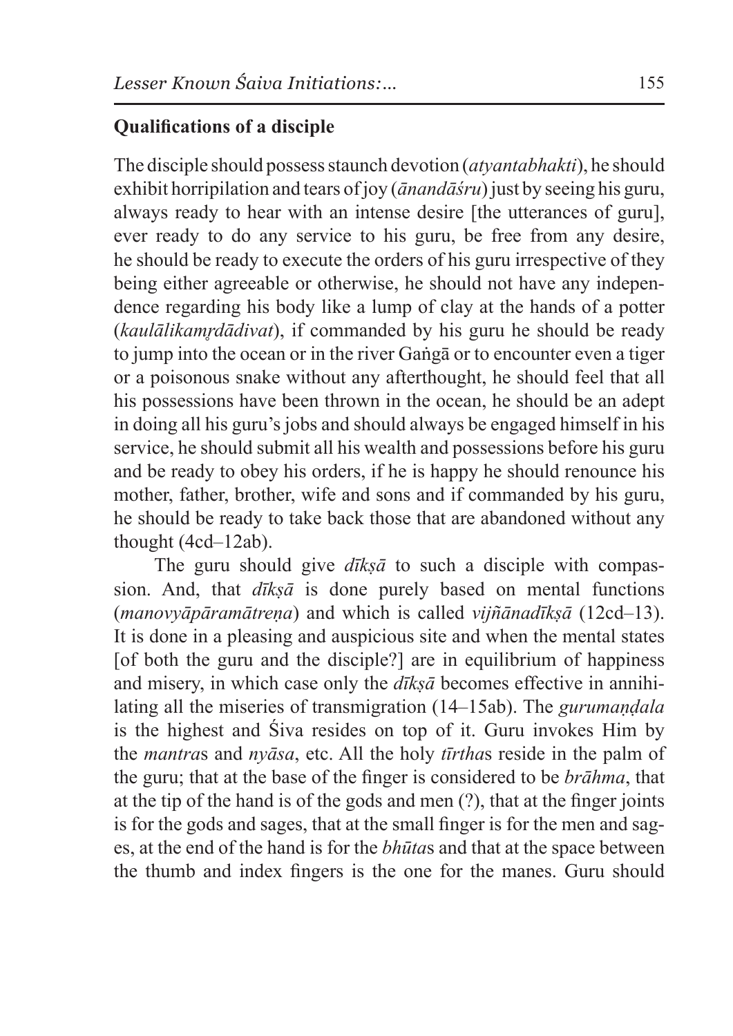**Qualifications of a disciple**

The disciple should possess staunch devotion (*atyantabhakti*), he should exhibit horripilation and tears of joy (*ānandāśru*) just by seeing his guru, always ready to hear with an intense desire [the utterances of guru], ever ready to do any service to his guru, be free from any desire, he should be ready to execute the orders of his guru irrespective of they being either agreeable or otherwise, he should not have any independence regarding his body like a lump of clay at the hands of a potter (*kaulālikamṛdādivat*), if commanded by his guru he should be ready to jump into the ocean or in the river Gaṅgā or to encounter even a tiger or a poisonous snake without any afterthought, he should feel that all his possessions have been thrown in the ocean, he should be an adept in doing all his guru's jobs and should always be engaged himself in his service, he should submit all his wealth and possessions before his guru and be ready to obey his orders, if he is happy he should renounce his mother, father, brother, wife and sons and if commanded by his guru, he should be ready to take back those that are abandoned without any thought (4cd–12ab).

The guru should give *dīkṣā* to such a disciple with compassion. And, that *dīkṣā* is done purely based on mental functions (*manovyāpāramātreṇa*) and which is called *vijñānadīkṣā* (12cd–13). It is done in a pleasing and auspicious site and when the mental states [of both the guru and the disciple?] are in equilibrium of happiness and misery, in which case only the *dīkṣā* becomes effective in annihilating all the miseries of transmigration (14–15ab). The *gurumaṇḍala* is the highest and Śiva resides on top of it. Guru invokes Him by the *mantra*s and *nyāsa*, etc. All the holy *tīrtha*s reside in the palm of the guru; that at the base of the finger is considered to be *brāhma*, that at the tip of the hand is of the gods and men (?), that at the finger joints is for the gods and sages, that at the small finger is for the men and sages, at the end of the hand is for the *bhūta*s and that at the space between the thumb and index fingers is the one for the manes. Guru should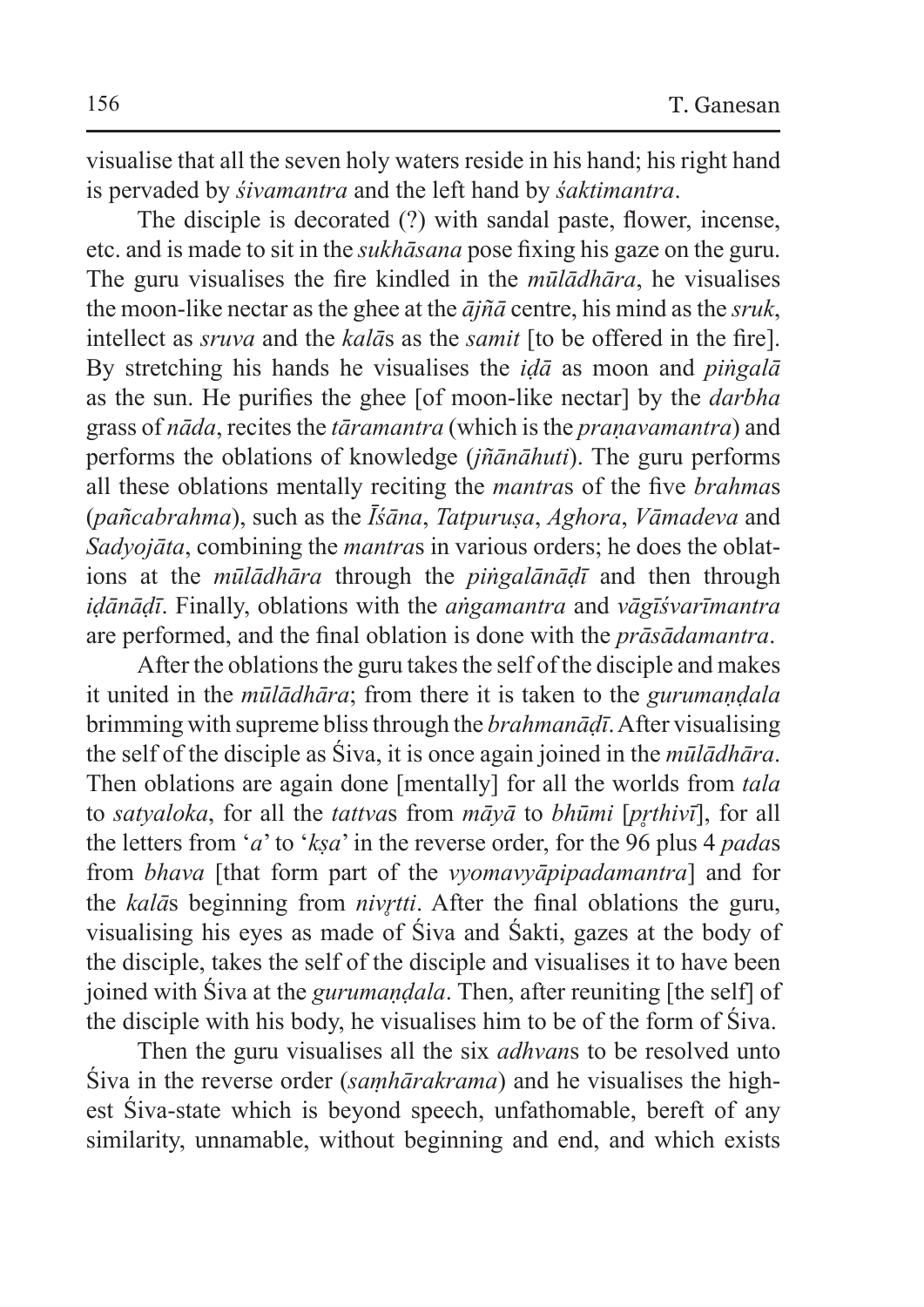visualise that all the seven holy waters reside in his hand; his right hand is pervaded by *śivamantra* and the left hand by *śaktimantra*.

The disciple is decorated (?) with sandal paste, flower, incense, etc. and is made to sit in the *sukhāsana* pose fixing his gaze on the guru. The guru visualises the fire kindled in the *mūlādhāra*, he visualises the moon-like nectar as the ghee at the *ājñā* centre, his mind as the *sruk*, intellect as *sruva* and the *kalā*s as the *samit* [to be offered in the fire]. By stretching his hands he visualises the *iḍā* as moon and *piṅgalā* as the sun. He purifies the ghee [of moon-like nectar] by the *darbha* grass of *nāda*, recites the *tāramantra* (which is the *praṇavamantra*) and performs the oblations of knowledge (*jñānāhuti*). The guru performs all these oblations mentally reciting the *mantra*s of the five *brahma*s (*pañcabrahma*), such as the *Īśāna*, *Tatpuruṣa*, *Aghora*, *Vāmadeva* and *Sadyojāta*, combining the *mantra*s in various orders; he does the oblations at the *mūlādhāra* through the *piṅgalānāḍī* and then through *iḍānāḍī*. Finally, oblations with the *aṅgamantra* and *vāgīśvarīmantra* are performed, and the final oblation is done with the *prāsādamantra*.

After the oblations the guru takes the self of the disciple and makes it united in the *mūlādhāra*; from there it is taken to the *gurumaṇḍala* brimming with supreme bliss through the *brahmanāḍī*. After visualising the self of the disciple as Śiva, it is once again joined in the *mūlādhāra*. Then oblations are again done [mentally] for all the worlds from *tala* to *satyaloka*, for all the *tattva*s from *māyā* to *bhūmi* [*pṛthivī*], for all the letters from '*a*' to '*kṣa*' in the reverse order, for the 96 plus 4 *pada*s from *bhava* [that form part of the *vyomavyāpipadamantra*] and for the *kalā*s beginning from *nivṛtti*. After the final oblations the guru, visualising his eyes as made of Śiva and Śakti, gazes at the body of the disciple, takes the self of the disciple and visualises it to have been joined with Śiva at the *gurumaṇḍala*. Then, after reuniting [the self] of the disciple with his body, he visualises him to be of the form of Śiva.

Then the guru visualises all the six *adhvan*s to be resolved unto Śiva in the reverse order (*saṃhārakrama*) and he visualises the highest Śiva-state which is beyond speech, unfathomable, bereft of any similarity, unnamable, without beginning and end, and which exists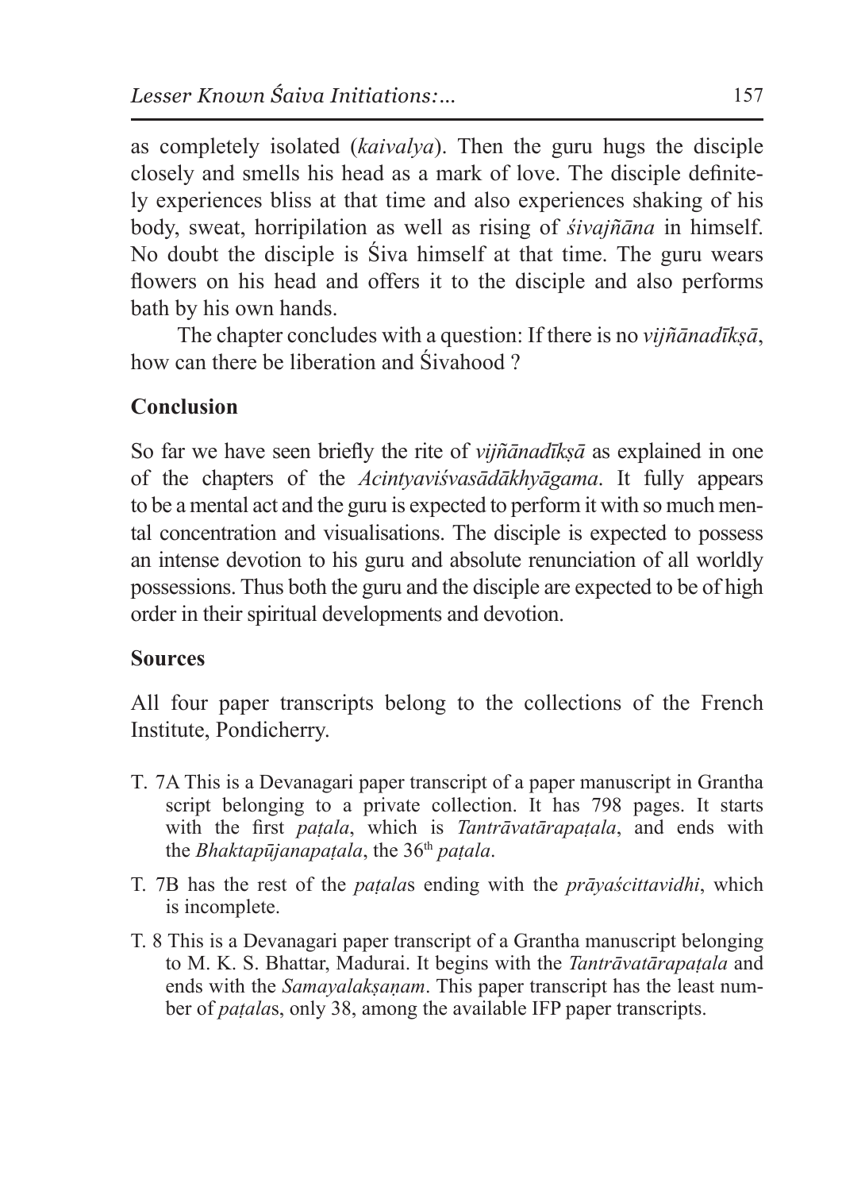as completely isolated (*kaivalya*). Then the guru hugs the disciple closely and smells his head as a mark of love. The disciple definitely experiences bliss at that time and also experiences shaking of his body, sweat, horripilation as well as rising of *śivajñāna* in himself. No doubt the disciple is Śiva himself at that time. The guru wears flowers on his head and offers it to the disciple and also performs bath by his own hands.

The chapter concludes with a question: If there is no *vijñānadīkṣā*, how can there be liberation and Śivahood ?

## Conclusion

So far we have seen briefly the rite of *vijñānadīkṣā* as explained in one of the chapters of the *Acintyaviśvasādākhyāgama*. It fully appears to be a mental act and the guru is expected to perform it with so much mental concentration and visualisations. The disciple is expected to possess an intense devotion to his guru and absolute renunciation of all worldly possessions. Thus both the guru and the disciple are expected to be of high order in their spiritual developments and devotion.

## Sources

All four paper transcripts belong to the collections of the French Institute, Pondicherry.

- T. 7A This is a Devanagari paper transcript of a paper manuscript in Grantha script belonging to a private collection. It has 798 pages. It starts with the first *paṭala*, which is *Tantrāvatārapaṭala*, and ends with the *Bhaktapūjanapaṭala*, the 36th *paṭala*.
- T. 7B has the rest of the *paṭala*s ending with the *prāyaścittavidhi*, which is incomplete.
- T. 8 This is a Devanagari paper transcript of a Grantha manuscript belonging to M. K. S. Bhattar, Madurai. It begins with the *Tantrāvatārapaṭala* and ends with the *Samayalakṣaṇam*. This paper transcript has the least number of *paṭala*s, only 38, among the available IFP paper transcripts.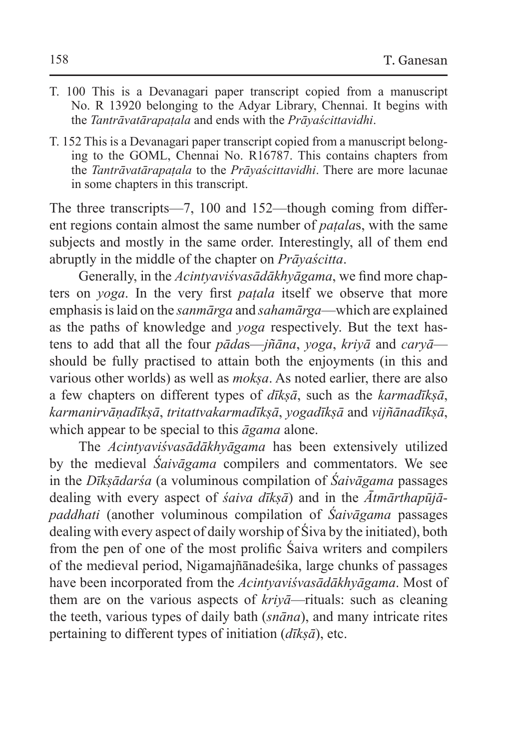T. 100 This is a Devanagari paper transcript copied from a manuscript No. R 13920 belonging to the Adyar Library, Chennai. It begins with the *Tantrāvatārapaṭala* and ends with the *Prāyaścittavidhi*.

T. 152 This is a Devanagari paper transcript copied from a manuscript belonging to the GOML, Chennai No. R16787. This contains chapters from the *Tantrāvatārapaṭala* to the *Prāyaścittavidhi*. There are more lacunae in some chapters in this transcript.

The three transcripts—7, 100 and 152—though coming from different regions contain almost the same number of *paṭala*s, with the same subjects and mostly in the same order. Interestingly, all of them end abruptly in the middle of the chapter on *Prāyaścitta*.

Generally, in the *Acintyaviśvasādākhyāgama*, we find more chapters on *yoga*. In the very first *paṭala* itself we observe that more emphasis is laid on the *sanmārga* and *sahamārga*—which are explained as the paths of knowledge and *yoga* respectively. But the text hastens to add that all the four *pāda*s—*jñāna*, *yoga*, *kriyā* and *caryā*—should be fully practised to attain both the enjoyments (in this and various other worlds) as well as *mokṣa*. As noted earlier, there are also a few chapters on different types of *dīkṣā*, such as the *karmadīkṣā*, *karmanirvāṇadīkṣā*, *tritattvakarmadīkṣā*, *yogadīkṣā* and *vijñānadīkṣā*, which appear to be special to this *āgama* alone.

The *Acintyaviśvasādākhyāgama* has been extensively utilized by the medieval *Śaivāgama* compilers and commentators. We see in the *Dīkṣādarśa* (a voluminous compilation of *Śaivāgama* passages dealing with every aspect of *śaiva dīkṣā*) and in the *Ātmārthapūjāpaddhati* (another voluminous compilation of *Śaivāgama* passages dealing with every aspect of daily worship of Śiva by the initiated), both from the pen of one of the most prolific Śaiva writers and compilers of the medieval period, Nigamajñānadeśika, large chunks of passages have been incorporated from the *Acintyaviśvasādākhyāgama*. Most of them are on the various aspects of *kriyā*—rituals: such as cleaning the teeth, various types of daily bath (*snāna*), and many intricate rites pertaining to different types of initiation (*dīkṣā*), etc.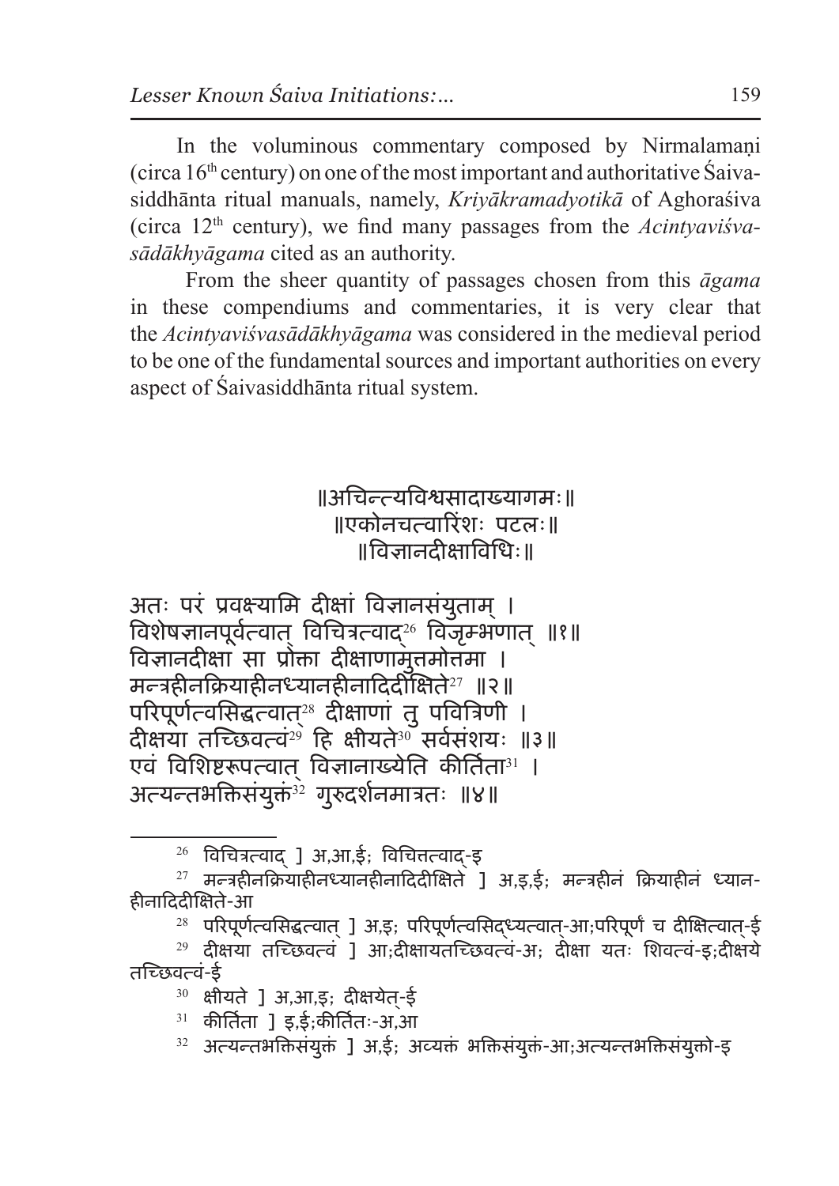In the voluminous commentary composed by Nirmalamaṇi (circa 16th century) on one of the most important and authoritative Śaivasiddhānta ritual manuals, namely, *Kriyākramadyotikā* of Aghoraśiva (circa 12th century), we find many passages from the *Acintyaviśvasādākhyāgama* cited as an authority.

From the sheer quantity of passages chosen from this *āgama* in these compendiums and commentaries, it is very clear that the *Acintyaviśvasādākhyāgama* was considered in the medieval period to be one of the fundamental sources and important authorities on every aspect of Śaivasiddhānta ritual system.

॥अचिन्त्यविश्वसादाख्यागमः॥
॥एकोनचत्वारिंशः पटलः॥
॥विज्ञानदीक्षाविधिः॥

अतः परं प्रवक्ष्यामि दीक्षां विज्ञानसंयुताम् ।
विशेषज्ञानपूर्वत्वात् विचित्रत्वाद्[26] विजृम्भणात् ॥१॥
विज्ञानदीक्षा सा प्रोक्ता दीक्षाणामुत्तमोत्तमा ।
मन्त्रहीनक्रियाहीनध्यानहीनादिदीक्षिते[27] ॥२॥
परिपूर्णत्वसिद्धत्वात्[28] दीक्षाणां तु पवित्रिणी ।
दीक्षया तच्छिवत्वं[29] हि क्षीयते[30] सर्वसंशयः ॥३॥
एवं विशिष्टरूपत्वात् विज्ञानाख्येति कीर्तिता[31] ।
अत्यन्तभक्तिसंयुक्तं[32] गुरुदर्शनमात्रतः ॥४॥

---

[26] विचित्रत्वाद् ] अ,आ,ई; विचित्तत्वाद्-इ

[27] मन्त्रहीनक्रियाहीनध्यानहीनादिदीक्षिते ] अ,इ,ई; मन्त्रहीनं क्रियाहीनं ध्यानहीनादिदीक्षिते-आ

[28] परिपूर्णत्वसिद्धत्वात् ] अ,इ; परिपूर्णत्वसिद्ध्यत्वात्-आ;परिपूर्णं च दीक्षित्वात्-ई

[29] दीक्षया तच्छिवत्वं ] आ;दीक्षायतच्छिवत्वं-अ; दीक्षा यतः शिवत्वं-इ;दीक्षये तच्छिवत्वं-ई

[30] क्षीयते ] अ,आ,इ; दीक्षयेत्-ई

[31] कीर्तिता ] इ,ई;कीर्तितः-अ,आ

[32] अत्यन्तभक्तिसंयुक्तं ] अ,ई; अव्यक्तं भक्तिसंयुक्तं-आ;अत्यन्तभक्तिसंयुक्तो-इ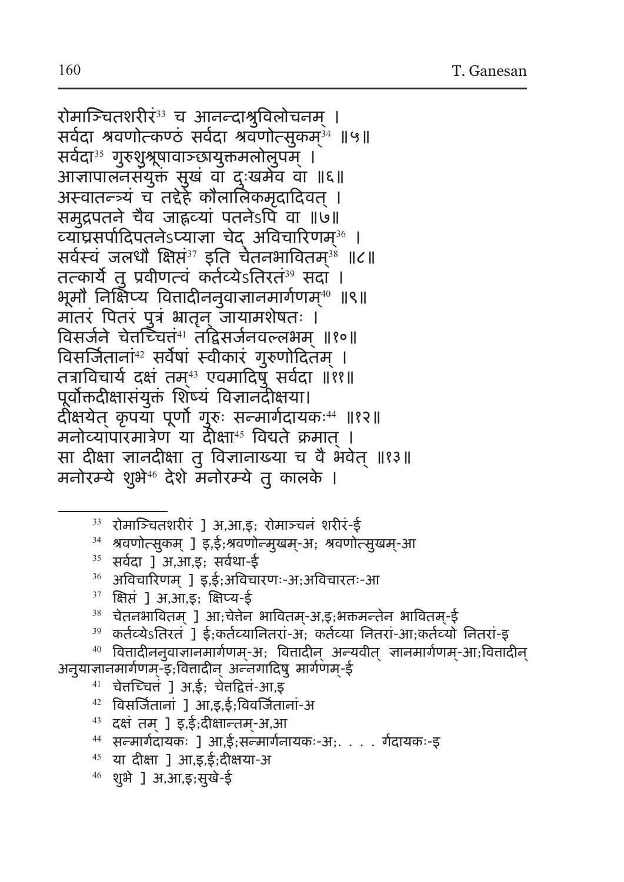रोमाञ्चितशरीरं[33] च आनन्दाश्रुविलोचनम् ।
सर्वदा श्रवणोत्कण्ठं सर्वदा श्रवणोत्सुकम्[34] ॥५॥
सर्वदा[35] गुरुशुश्रूषावाञ्छायुक्तमलोलुपम् ।
आज्ञापालनसंयुक्तं सुखं वा दुःखमेव वा ॥६॥
अस्वातन्त्र्यं च तद्देहे कौलालिकमृदादिवत् ।
समुद्रपतने चैव जाह्नव्यां पतनेऽपि वा ॥७॥
व्याघ्रसर्पादिपतनेऽप्याज्ञा चेद् अविचारिणम्[36] ।
सर्वस्वं जलधौ क्षिप्तं[37] इति चेतनभावितम्[38] ॥८॥
तत्कार्ये तु प्रवीणत्वं कर्तव्येऽतिरतं[39] सदा ।
भूमौ निक्षिप्य वित्तादीननुवाज्ञानमार्गणम्[40] ॥९॥
मातरं पितरं पुत्रं भ्रातृन् जायामशेषतः ।
विसर्जने चेत्तच्चित्तं[41] तद्विसर्जनवल्लभम् ॥१०॥
विसर्जितानां[42] सर्वेषां स्वीकारं गुरुणोदितम् ।
तत्राविचार्य दक्षं तम्[43] एवमादिषु सर्वदा ॥११॥
पूर्वोक्तदीक्षासंयुक्तं शिष्यं विज्ञानदीक्षया।
दीक्षयेत् कृपया पूर्णो गुरुः सन्मार्गदायकः[44] ॥१२॥
मनोव्यापारमात्रेण या दीक्षा[45] विद्यते क्रमात् ।
सा दीक्षा ज्ञानदीक्षा तु विज्ञानाख्या च वै भवेत् ॥१३॥
मनोरम्ये शुभे[46] देशे मनोरम्ये तु कालके ।

---

[33] रोमाञ्चितशरीरं ] अ,आ,इ; रोमाञ्चनं शरीरं-ई

[34] श्रवणोत्सुकम् ] इ,ई;श्रवणोन्मुखम्-अ; श्रवणोत्सुखम्-आ

[35] सर्वदा ] अ,आ,इ; सर्वथा-ई

[36] अविचारिणम् ] इ,ई;अविचारणः-अ;अविचारतः-आ

[37] क्षिप्तं ] अ,आ,इ; क्षिप्य-ई

[38] चेतनभावितम् ] आ;चेतेन भावितम्-अ,इ;भक्तमन्तेन भावितम्-ई

[39] कर्तव्येऽतिरतं ] ई;कर्तव्यानितरां-अ; कर्तव्या नितरां-आ;कर्तव्यो नितरां-इ

[40] वित्तादीननुवाज्ञानमार्गणम्-अ; वित्तादीन् अन्यवीत् ज्ञानमार्गणम्-आ;वित्तादीन् अनुयाज्ञानमार्गणम्-इ;वित्तादीन् अन्नगादिषु मार्गणम्-ई

[41] चेत्तच्चित्तं ] अ,ई; चेत्तद्वित्तं-आ,इ

[42] विसर्जितानां ] आ,इ,ई;विवर्जितानां-अ

[43] दक्षं तम् ] इ,ई;दीक्षान्तम्-अ,आ

[44] सन्मार्गदायकः ] आ,ई;सन्मार्गनायकः-अ;. . . . र्गदायकः-इ

[45] या दीक्षा ] आ,इ,ई;दीक्षया-अ

[46] शुभे ] अ,आ,इ;सुखे-ई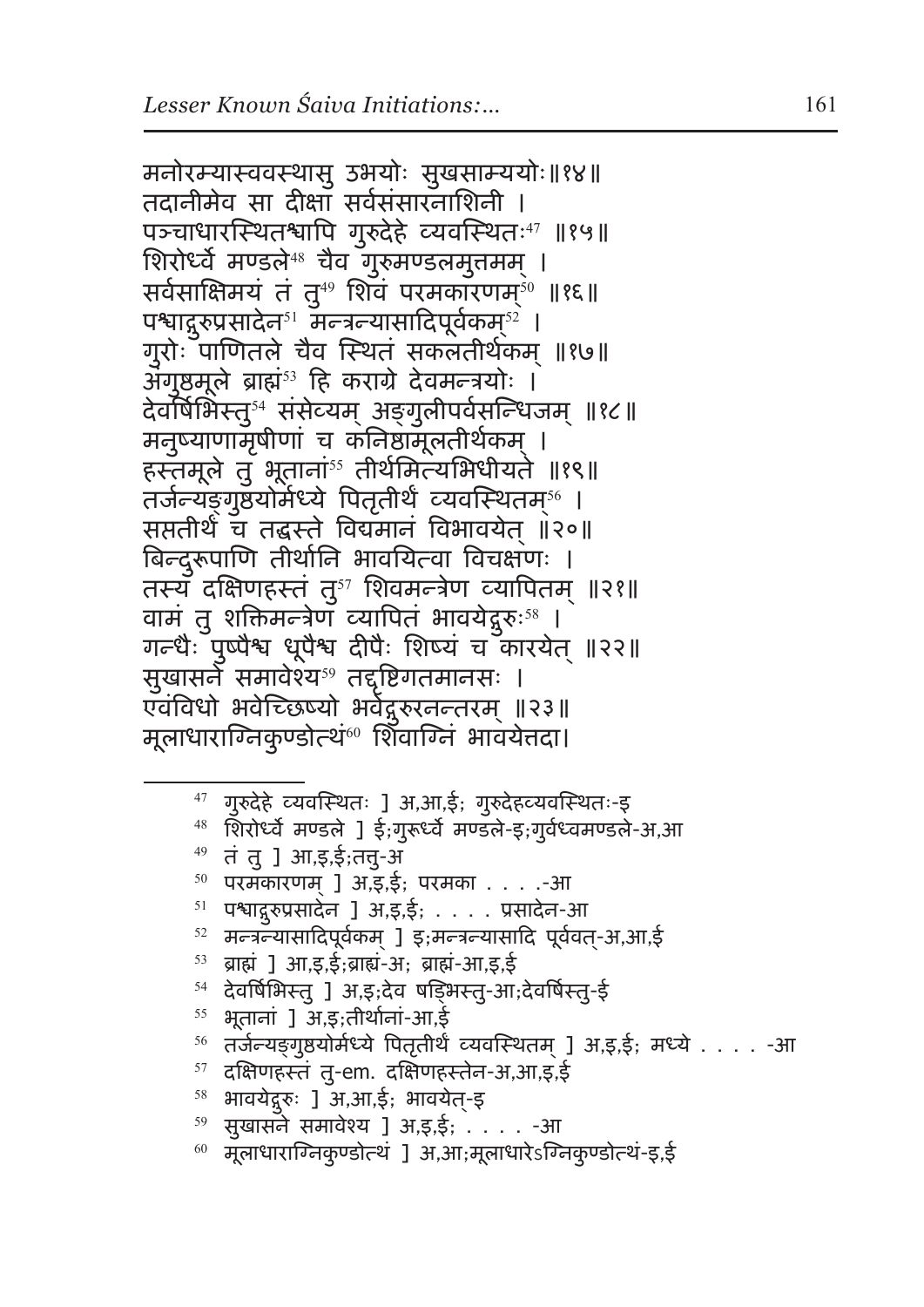मनोरम्यास्ववस्थासु उभयोः सुखसाम्ययोः॥१४॥
तदानीमेव सा दीक्षा सर्वसंसारनाशिनी ।
पञ्चाधारस्थितश्चापि गुरुदेहे व्यवस्थितः[47] ॥१५॥
शिरोर्ध्वे मण्डले[48] चैव गुरुमण्डलमुत्तमम् ।
सर्वसाक्षिमयं तं तु[49] शिवं परमकारणम्[50] ॥१६॥
पश्चाद्गुरुप्रसादेन[51] मन्त्रन्यासादिपूर्वकम्[52] ।
गुरोः पाणितले चैव स्थितं सकलतीर्थकम् ॥१७॥
अंगुष्ठमूले ब्राह्मं[53] हि कराग्रे देवमन्त्रयोः ।
देवर्षिभिस्तु[54] संसेव्यम् अङ्गुलीपर्वसन्धिजम् ॥१८॥
मनुष्याणामृषीणां च कनिष्ठामूलतीर्थकम् ।
हस्तमूले तु भूतानां[55] तीर्थमित्यभिधीयते ॥१९॥
तर्जन्यङ्गुष्ठयोर्मध्ये पितृतीर्थं व्यवस्थितम्[56] ।
सप्ततीर्थं च तद्धस्ते विद्यमानं विभावयेत् ॥२०॥
बिन्दुरूपाणि तीर्थानि भावयित्वा विचक्षणः ।
तस्य दक्षिणहस्तं तु[57] शिवमन्त्रेण व्यापितम् ॥२१॥
वामं तु शक्तिमन्त्रेण व्यापितं भावयेद्गुरुः[58] ।
गन्धैः पुष्पैश्च धूपैश्च दीपैः शिष्यं च कारयेत् ॥२२॥
सुखासने समावेश्य[59] तद्दृष्टिगतमानसः ।
एवंविधो भवेच्छिष्यो भवेद्गुरुरनन्तरम् ॥२३॥
मूलाधाराग्निकुण्डोत्थं[60] शिवाग्निं भावयेत्तदा।

---

47 गुरुदेहे व्यवस्थितः ] अ,आ,ई; गुरुदेहव्यवस्थितः-इ
48 शिरोर्ध्वे मण्डले ] ई;गुरूर्ध्वे मण्डले-इ;गुर्वध्वमण्डले-अ,आ
49 तं तु ] आ,इ,ई;तत्तु-अ
50 परमकारणम् ] अ,इ,ई; परमका . . . .-आ
51 पश्चाद्गुरुप्रसादेन ] अ,इ,ई; . . . . प्रसादेन-आ
52 मन्त्रन्यासादिपूर्वकम् ] इ;मन्त्रन्यासादि पूर्ववत्-अ,आ,ई
53 ब्राह्मं ] आ,इ,ई;ब्राह्मं-अ; ब्राह्मं-आ,इ,ई
54 देवर्षिभिस्तु ] अ,इ;देव षड्भिस्तु-आ;देवर्षिस्तु-ई
55 भूतानां ] अ,इ;तीर्थानां-आ,ई
56 तर्जन्यङ्गुष्ठयोर्मध्ये पितृतीर्थं व्यवस्थितम् ] अ,इ,ई; मध्ये . . . . -आ
57 दक्षिणहस्तं तु-em. दक्षिणहस्तेन-अ,आ,इ,ई
58 भावयेद्गुरुः ] अ,आ,ई; भावयेत्-इ
59 सुखासने समावेश्य ] अ,इ,ई; . . . . -आ
60 मूलाधाराग्निकुण्डोत्थं ] अ,आ;मूलाधारेऽग्निकुण्डोत्थं-इ,ई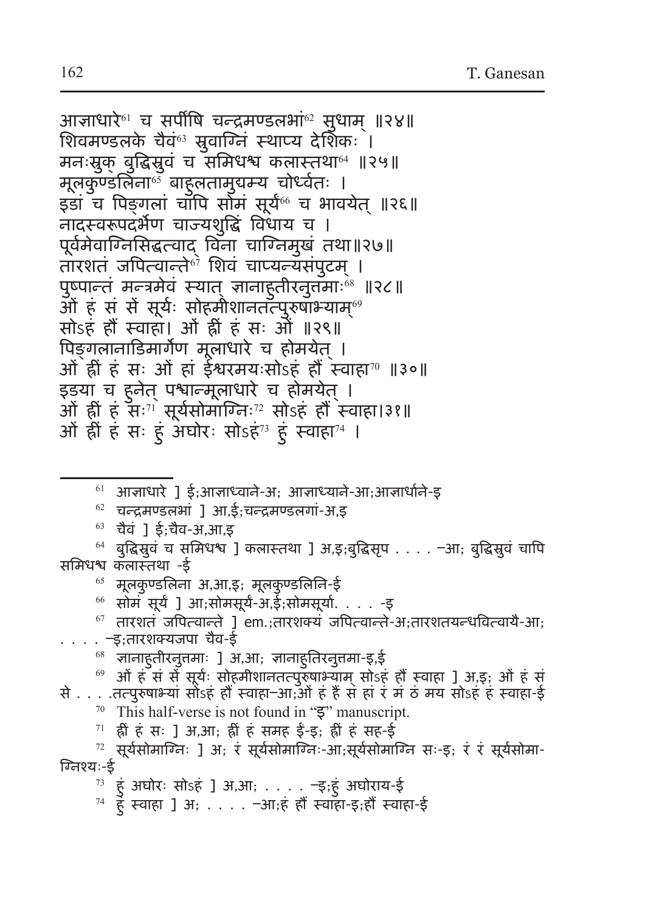आज्ञाधारे[61] च सर्पीषि चन्द्रमण्डलभां[62] सुधाम् ॥२४॥
शिवमण्डलके चैवं[63] स्रुवाग्निं स्थाप्य देशिकः ।
मनःस्रुक् बुद्धिस्रुवं च समिधश्च कलास्तथा[64] ॥२५॥
मूलकुण्डलिना[65] बाहुलतामुद्यम्य चोर्ध्वतः ।
इडां च पिङ्गलां चापि सोमं सूर्यं[66] च भावयेत् ॥२६॥
नादस्वरूपदर्भेण चाज्यशुद्धिं विधाय च ।
पूर्वमेवाग्निसिद्धत्वाद् विना चाग्निमुखं तथा॥२७॥
तारशतं जपित्वान्ते[67] शिवं चाप्यन्यसंपुटम् ।
पुष्पान्तं मन्त्रमेवं स्यात् ज्ञानाहुतीरनुत्तमाः[68] ॥२८॥
ओं हं सं सें सूर्यः सोहमीशानतत्पुरुषाभ्याम्[69]
सोऽहं हौं स्वाहा। ओं ह्रीं हं सः ओं ॥२९॥
पिङ्गलानाडिमार्गेण मूलाधारे च होमयेत् ।
ओं ह्रीं हं सः ओं हां ईश्वरमयःसोऽहं हौं स्वाहा[70] ॥३०॥
इडया च हुनेत् पश्चान्मूलाधारे च होमयेत् ।
ओं ह्रीं हं सः[71] सूर्यसोमाग्निः[72] सोऽहं हौं स्वाहा।३१॥
ओं ह्रीं हं सः हुं अघोरः सोऽहं[73] हुं स्वाहा[74] ।

---

[61] आज्ञाधारे ] ई;आज्ञाध्याने-अ; आज्ञाध्याने-आ;आज्ञार्धाने-इ

[62] चन्द्रमण्डलभां ] आ,ई;चन्द्रमण्डलगां-अ,इ

[63] चैवं ] ई;चैव-अ,आ,इ

[64] बुद्धिस्रुवं च समिधश्च ] कलास्तथा ] अ,इ;बुद्धिसृप . . . . –आ; बुद्धिस्रुवं चापि समिधश्च कलास्तथा -ई

[65] मूलकुण्डलिना अ,आ,इ; मूलकुण्डलिनि-ई

[66] सोमं सूर्यं ] आ;सोमसूर्यं-अ,ई;सोमसूर्या. . . . -इ

[67] तारशतं जपित्वान्ते ] em.;तारशक्यं जपित्वान्ते-अ;तारशतयन्धवित्वायै-आ; . . . . –इ;तारशक्यजपा चैव-ई

[68] ज्ञानाहुतीरनुत्तमाः ] अ,आ; ज्ञानाहुतिरनुत्तमा-इ,ई

[69] ओं हं सं सें सूर्यः सोहमीशानतत्पुरुषाभ्याम् सोऽहं हौं स्वाहा ] अ,इ; ओं हं सं से . . . .तत्पुरुषाभ्यां सोऽहं हौं स्वाहा–आ;ओं हं हैं स हां रं मं ठं मय सोऽहं हं स्वाहा-ई

[70] This half-verse is not found in "इ" manuscript.

[71] ह्रीं हं सः ] अ,आ; ह्रीं हं समह ईं-इ; ह्रीं हं सह-ई

[72] सूर्यसोमाग्निः ] अ; रं सूर्यसोमाग्निः-आ;सूर्यसोमाग्नि सः-इ; रं रं सूर्यसोमाग्निश्यः-ई

[73] हुं अघोरः सोऽहं ] अ,आ; . . . . –इ;हुं अघोराय-ई

[74] हुं स्वाहा ] अ; . . . . –आ;हं हौं स्वाहा-इ;हौं स्वाहा-ई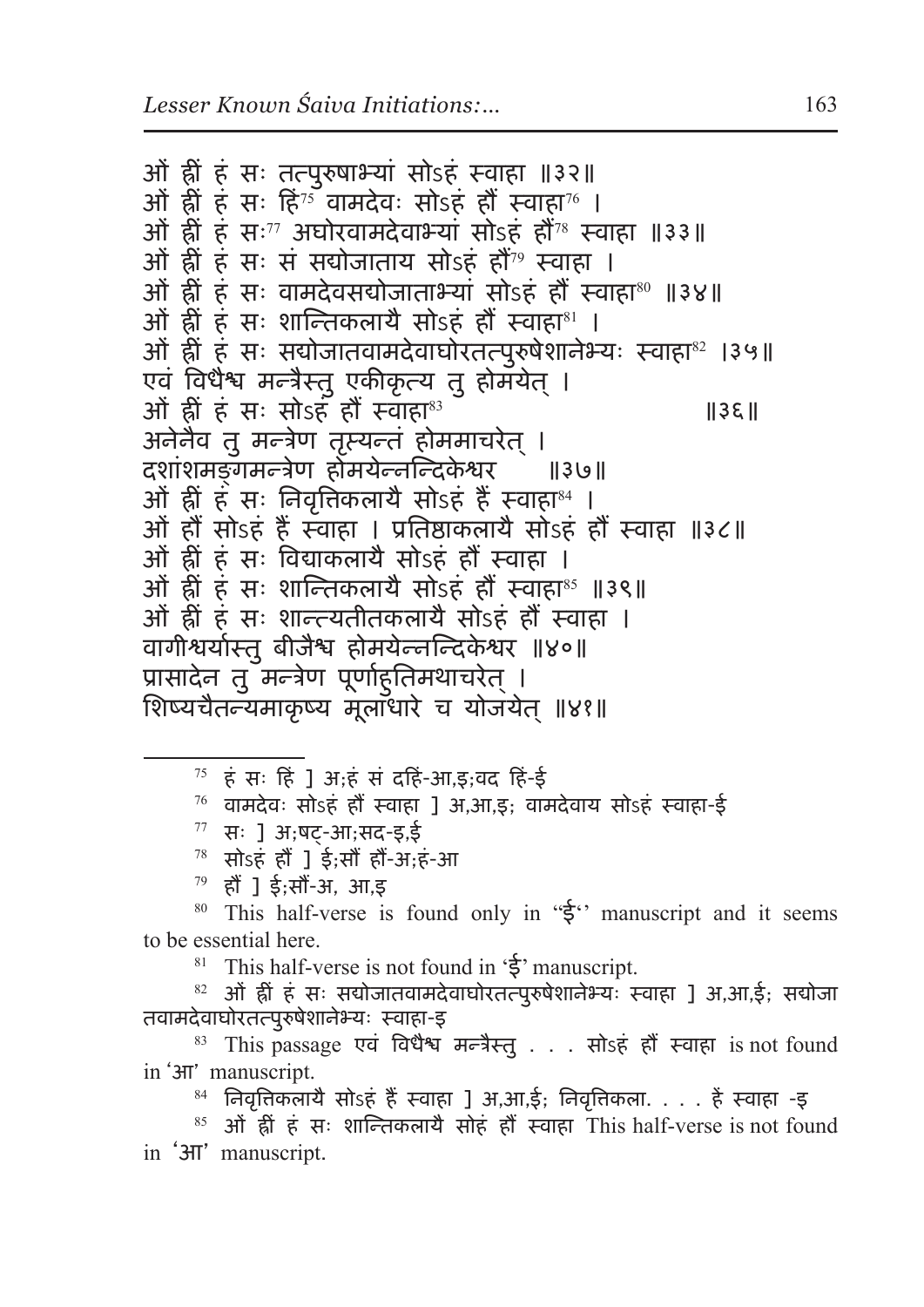ओं ह्रीं हं सः तत्पुरुषाभ्यां सोऽहं स्वाहा ॥३२॥
ओं ह्रीं हं सः हिं[75] वामदेवः सोऽहं हौं स्वाहा[76] ।
ओं ह्रीं हं सः[77] अघोरवामदेवाभ्यां सोऽहं हौं[78] स्वाहा ॥३३॥
ओं ह्रीं हं सः सं सद्योजाताय सोऽहं हौं[79] स्वाहा ।
ओं ह्रीं हं सः वामदेवसद्योजाताभ्यां सोऽहं हौं स्वाहा[80] ॥३४॥
ओं ह्रीं हं सः शान्तिकलायै सोऽहं हौं स्वाहा[81] ।
ओं ह्रीं हं सः सद्योजातवामदेवाघोरतत्पुरुषेशानेभ्यः स्वाहा[82] ।३५॥
एवं विधैश्च मन्त्रैस्तु एकीकृत्य तु होमयेत् ।
ओं ह्रीं हं सः सोऽहं हौं स्वाहा[83] ॥३६॥
अनेनैव तु मन्त्रेण तृप्त्यन्तं होममाचरेत् ।
दशांशमङ्गमन्त्रेण होमयेन्नन्दिकेश्वर ॥३७॥
ओं ह्रीं हं सः निवृत्तिकलायै सोऽहं हैं स्वाहा[84] ।
ओं हौं सोऽहं हैं स्वाहा । प्रतिष्ठाकलायै सोऽहं हौं स्वाहा ॥३८॥
ओं ह्रीं हं सः विद्याकलायै सोऽहं हौं स्वाहा ।
ओं ह्रीं हं सः शान्तिकलायै सोऽहं हौं स्वाहा[85] ॥३९॥
ओं ह्रीं हं सः शान्त्यतीतकलायै सोऽहं हौं स्वाहा ।
वागीश्वर्यास्तु बीजैश्च होमयेन्नन्दिकेश्वर ॥४०॥
प्रासादेन तु मन्त्रेण पूर्णाहुतिमथाचरेत् ।
शिष्यचैतन्यमाकृष्य मूलाधारे च योजयेत् ॥४१॥

---

[75] हं सः हिं ] अ;हं सं दहिं-आ,इ;वद हिं-ई

[76] वामदेवः सोऽहं हौं स्वाहा ] अ,आ,इ; वामदेवाय सोऽहं स्वाहा-ई

[77] सः ] अ;षट्-आ;सद-इ,ई

[78] सोऽहं हौं ] ई;सौं हौं-अ;हं-आ

[79] हौं ] ई;सौं-अ, आ,इ

[80] This half-verse is found only in "ई" manuscript and it seems to be essential here.

[81] This half-verse is not found in 'ई' manuscript.

[82] ओं ह्रीं हं सः सद्योजातवामदेवाघोरतत्पुरुषेशानेभ्यः स्वाहा ] अ,आ,ई; सद्योजातवामदेवाघोरतत्पुरुषेशानेभ्यः स्वाहा-इ

[83] This passage एवं विधैश्च मन्त्रैस्तु . . . सोऽहं हौं स्वाहा is not found in 'आ' manuscript.

[84] निवृत्तिकलायै सोऽहं हैं स्वाहा ] अ,आ,ई; निवृत्तिकला. . . . हैं स्वाहा -इ

[85] ओं ह्रीं हं सः शान्तिकलायै सोहं हौं स्वाहा This half-verse is not found in 'आ' manuscript.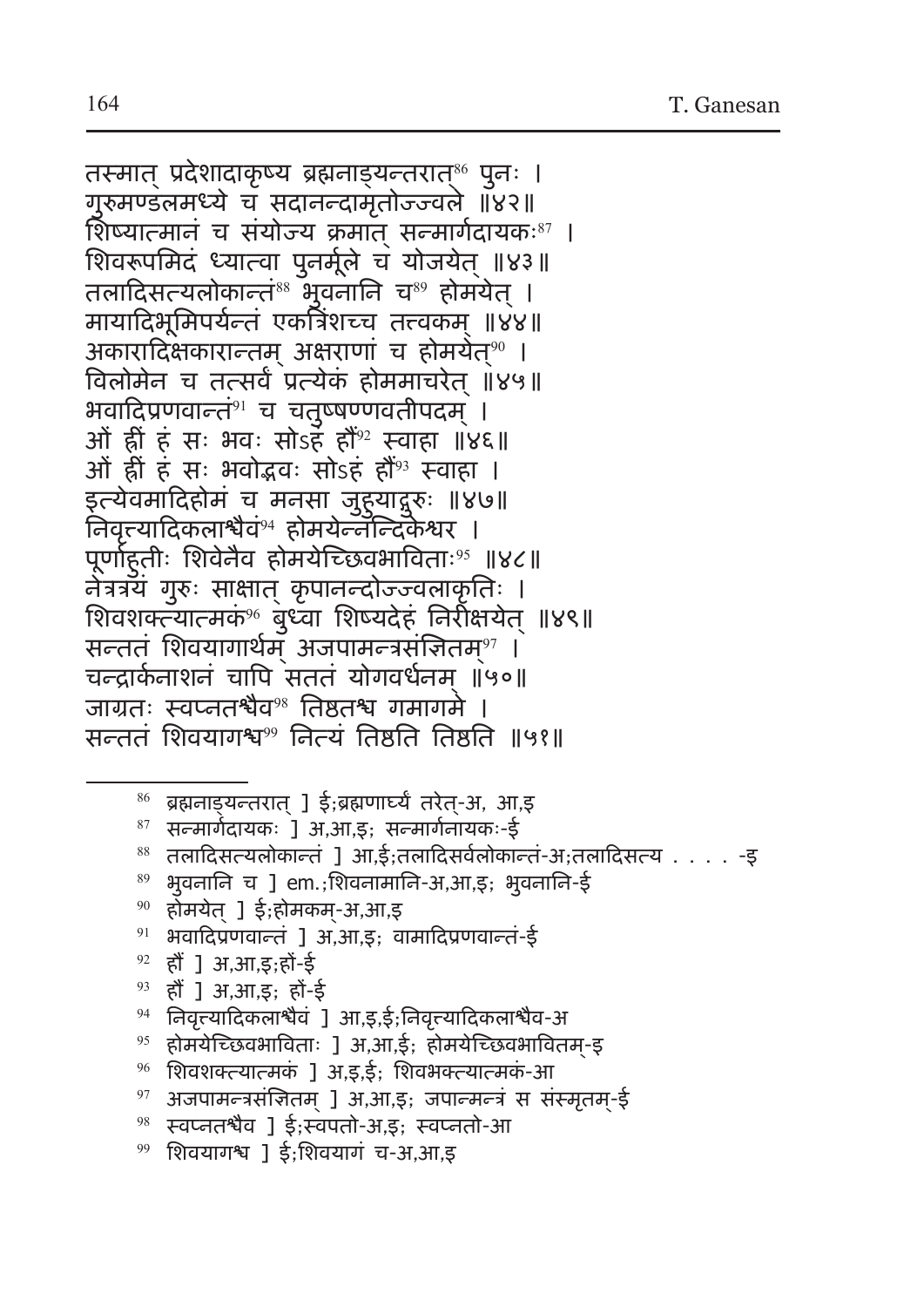तस्मात् प्रदेशादाकृष्य ब्रह्मनाड्यन्तरात्[86] पुनः ।
गुरुमण्डलमध्ये च सदानन्दामृतोज्ज्वले ॥४२॥
शिष्यात्मानं च संयोज्य क्रमात् सन्मार्गदायकः[87] ।
शिवरूपमिदं ध्यात्वा पुनर्मूले च योजयेत् ॥४३॥
तलादिसत्यलोकान्तं[88] भुवनानि च[89] होमयेत् ।
मायादिभूमिपर्यन्तं एकत्रिंशच्च तत्वकम् ॥४४॥
अकारादिक्षकारान्तम् अक्षराणां च होमयेत्[90] ।
विलोमेन च तत्सर्वं प्रत्येकं होममाचरेत् ॥४५॥
भवादिप्रणवान्तं[91] च चतुष्षण्णवतीपदम् ।
ओं ह्रीं हं सः भवः सोऽहं हौं[92] स्वाहा ॥४६॥
ओं ह्रीं हं सः भवोद्भवः सोऽहं हौं[93] स्वाहा ।
इत्येवमादिहोमं च मनसा जुहुयाद्गुरुः ॥४७॥
निवृत्त्यादिकलाश्चैवं[94] होमयेन्नन्दिकेश्वर ।
पूर्णाहुतीः शिवेनैव होमयेच्छिवभाविताः[95] ॥४८॥
नेत्रत्रयं गुरुः साक्षात् कृपानन्दोज्ज्वलाकृतिः ।
शिवशक्त्यात्मकं[96] बुध्वा शिष्यदेहं निरीक्षयेत् ॥४९॥
सन्ततं शिवयागार्थम् अजपामन्त्रसंज्ञितम्[97] ।
चन्द्रार्कनाशनं चापि सततं योगवर्धनम् ॥५०॥
जाग्रतः स्वप्नतश्चैव[98] तिष्ठतश्च गमागमे ।
सन्ततं शिवयागश्च[99] नित्यं तिष्ठति तिष्ठति ॥५१॥

---

[86] ब्रह्मनाड्यन्तरात् ] ई;ब्रह्मणार्घ्यं तरेत्-अ, आ,इ
[87] सन्मार्गदायकः ] अ,आ,इ; सन्मार्गनायकः-ई
[88] तलादिसत्यलोकान्तं ] आ,ई;तलादिसर्वलोकान्तं-अ;तलादिसत्य . . . . -इ
[89] भुवनानि च ] em.;शिवनामानि-अ,आ,इ; भुवनानि-ई
[90] होमयेत् ] ई;होमकम्-अ,आ,इ
[91] भवादिप्रणवान्तं ] अ,आ,इ; वामादिप्रणवान्तं-ई
[92] हौं ] अ,आ,इ;हों-ई
[93] हौं ] अ,आ,इ; हों-ई
[94] निवृत्त्यादिकलाश्चैवं ] आ,इ,ई;निवृत्त्यादिकलाश्चैव-अ
[95] होमयेच्छिवभाविताः ] अ,आ,ई; होमयेच्छिवभावितम्-इ
[96] शिवशक्त्यात्मकं ] अ,इ,ई; शिवभक्त्यात्मकं-आ
[97] अजपामन्त्रसंज्ञितम् ] अ,आ,इ; जपान्मन्त्रं स संस्मृतम्-ई
[98] स्वप्नतश्चैव ] ई;स्वपतो-अ,इ; स्वप्नतो-आ
[99] शिवयागश्च ] ई;शिवयागं च-अ,आ,इ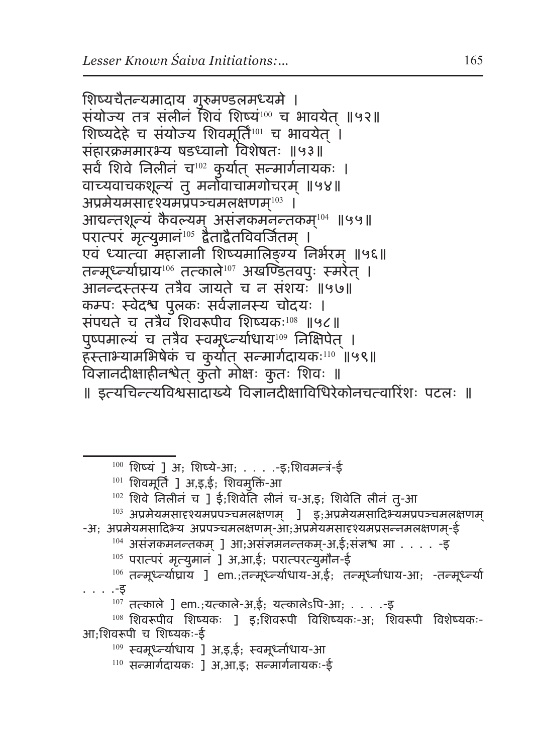शिष्यचैतन्यमादाय गुरुमण्डलमध्यमे ।
संयोज्य तत्र संलीनं शिवं शिष्यं[100] च भावयेत् ॥५२॥
शिष्यदेहे च संयोज्य शिवमूर्तिं[101] च भावयेत् ।
संहारक्रममारभ्य षडध्वानो विशेषतः ॥५३॥
सर्वं शिवे निलीनं च[102] कुर्यात् सन्मार्गनायकः ।
वाच्यवाचकशून्यं तु मनोवाचामगोचरम् ॥५४॥
अप्रमेयमसादृश्यमप्रपञ्चमलक्षणम्[103] ।
आद्यन्तशून्यं कैवल्यम् असंज्ञकमनन्तकम्[104] ॥५५॥
परात्परं मृत्युमानं[105] द्वैताद्वैतविवर्जितम् ।
एवं ध्यात्वा महाज्ञानी शिष्यमालिङ्ग्य निर्भरम् ॥५६॥
तन्मूर्ध्न्याघ्राय[106] तत्काले[107] अखण्डितवपुः स्मरेत् ।
आनन्दस्तस्य तत्रैव जायते च न संशयः ॥५७॥
कम्पः स्वेदश्च पुलकः सर्वज्ञानस्य चोदयः ।
संपद्यते च तत्रैव शिवरूपीव शिष्यकः[108] ॥५८॥
पुष्पमाल्यं च तत्रैव स्वमूर्ध्न्याधाय[109] निक्षिपेत् ।
हस्ताभ्यामभिषेकं च कुर्यात् सन्मार्गदायकः[110] ॥५९॥
विज्ञानदीक्षाहीनश्चेत् कुतो मोक्षः कुतः शिवः ॥
॥ इत्यचिन्त्यविश्वसादाख्ये विज्ञानदीक्षाविधिरेकोनचत्वारिंशः पटलः ॥

---

[100] शिष्यं ] अ; शिष्ये-आ; . . . .-इ;शिवमन्त्रं-ई

[101] शिवमूर्तिं ] अ,इ,ई; शिवमुक्तिं-आ

[102] शिवे निलीनं च ] ई;शिवेति लीनं च-अ,इ; शिवेति लीनं तु-आ

[103] अप्रमेयमसादृश्यमप्रपञ्चमलक्षणम् ] इ;अप्रमेयमसादिभ्यमप्रपञ्चमलक्षणम्-अ; अप्रमेयमसादिभ्य अप्रपञ्चमलक्षणम्-आ;अप्रमेयमसादृश्यमप्रसन्नमलक्षणम्-ई

[104] असंज्ञकमनन्तकम् ] आ;असंज्ञमनन्तकम्-अ,ई;संज्ञश्च मा . . . . -इ

[105] परात्परं मृत्युमानं ] अ,आ,ई; परात्परत्युमौन-ई

[106] तन्मूर्ध्न्याघ्राय ] em.;तन्मूर्ध्न्याधाय-अ,ई; तन्मूर्ध्नाधाय-आ; -तन्मूर्ध्न्या . . . .-इ

[107] तत्काले ] em.;यत्काले-अ,ई; यत्कालेऽपि-आ; . . . .-इ

[108] शिवरूपीव शिष्यकः ] इ;शिवरूपी विशिष्यकः-अ; शिवरूपी विशेष्यकः-आ;शिवरूपी च शिष्यकः-ई

[109] स्वमूर्ध्न्याधाय ] अ,इ,ई; स्वमूर्ध्नाधाय-आ

[110] सन्मार्गदायकः ] अ,आ,इ; सन्मार्गनायकः-ई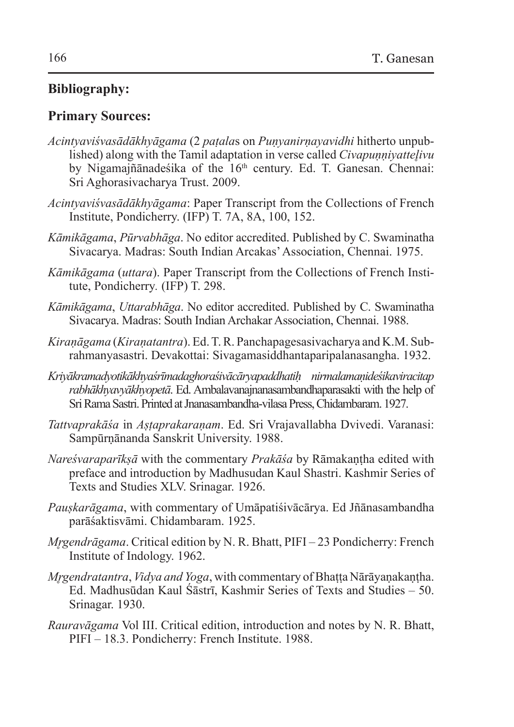## Bibliography:

### Primary Sources:

*Acintyaviśvasādākhyāgama* (2 *paṭala*s on *Puṇyanirṇayavidhi* hitherto unpublished) along with the Tamil adaptation in verse called *Civapuṇṇiyatteḻivu* by Nigamajñānadeśika of the 16th century. Ed. T. Ganesan. Chennai: Sri Aghorasivacharya Trust. 2009.

*Acintyaviśvasādākhyāgama*: Paper Transcript from the Collections of French Institute, Pondicherry. (IFP) T. 7A, 8A, 100, 152.

*Kāmikāgama*, *Pūrvabhāga*. No editor accredited. Published by C. Swaminatha Sivacarya. Madras: South Indian Arcakas' Association, Chennai. 1975.

*Kāmikāgama* (*uttara*). Paper Transcript from the Collections of French Institute, Pondicherry. (IFP) T. 298.

*Kāmikāgama*, *Uttarabhāga*. No editor accredited. Published by C. Swaminatha Sivacarya. Madras: South Indian Archakar Association, Chennai. 1988.

*Kiraṇāgama* (*Kiraṇatantra*). Ed. T. R. Panchapagesasivacharya and K.M. Subrahmanyasastri. Devakottai: Sivagamasiddhantaparipalanasangha. 1932.

*Kriyākramadyotikākhyaśrīmadaghoraśivācāryapaddhatiḥ nirmalamaṇideśikaviracitaprabhākhyavyākhyopetā*. Ed. Ambalavanajnanasambandhaparasakti with the help of Sri Rama Sastri. Printed at Jnanasambandha-vilasa Press, Chidambaram. 1927.

*Tattvaprakāśa* in *Aṣṭaprakaraṇam*. Ed. Sri Vrajavallabha Dvivedi. Varanasi: Sampūrṇānanda Sanskrit University. 1988.

*Nareśvaraparīkṣā* with the commentary *Prakāśa* by Rāmakaṇṭha edited with preface and introduction by Madhusudan Kaul Shastri. Kashmir Series of Texts and Studies XLV. Srinagar. 1926.

*Pauṣkarāgama*, with commentary of Umāpatiśivācārya. Ed Jñānasambandha parāśaktisvāmi. Chidambaram. 1925.

*Mṛgendrāgama*. Critical edition by N. R. Bhatt, PIFI – 23 Pondicherry: French Institute of Indology. 1962.

*Mṛgendratantra*, *Vidya and Yoga*, with commentary of Bhaṭṭa Nārāyaṇakaṇṭha. Ed. Madhusūdan Kaul Śāstrī, Kashmir Series of Texts and Studies – 50. Srinagar. 1930.

*Rauravāgama* Vol III. Critical edition, introduction and notes by N. R. Bhatt, PIFI – 18.3. Pondicherry: French Institute. 1988.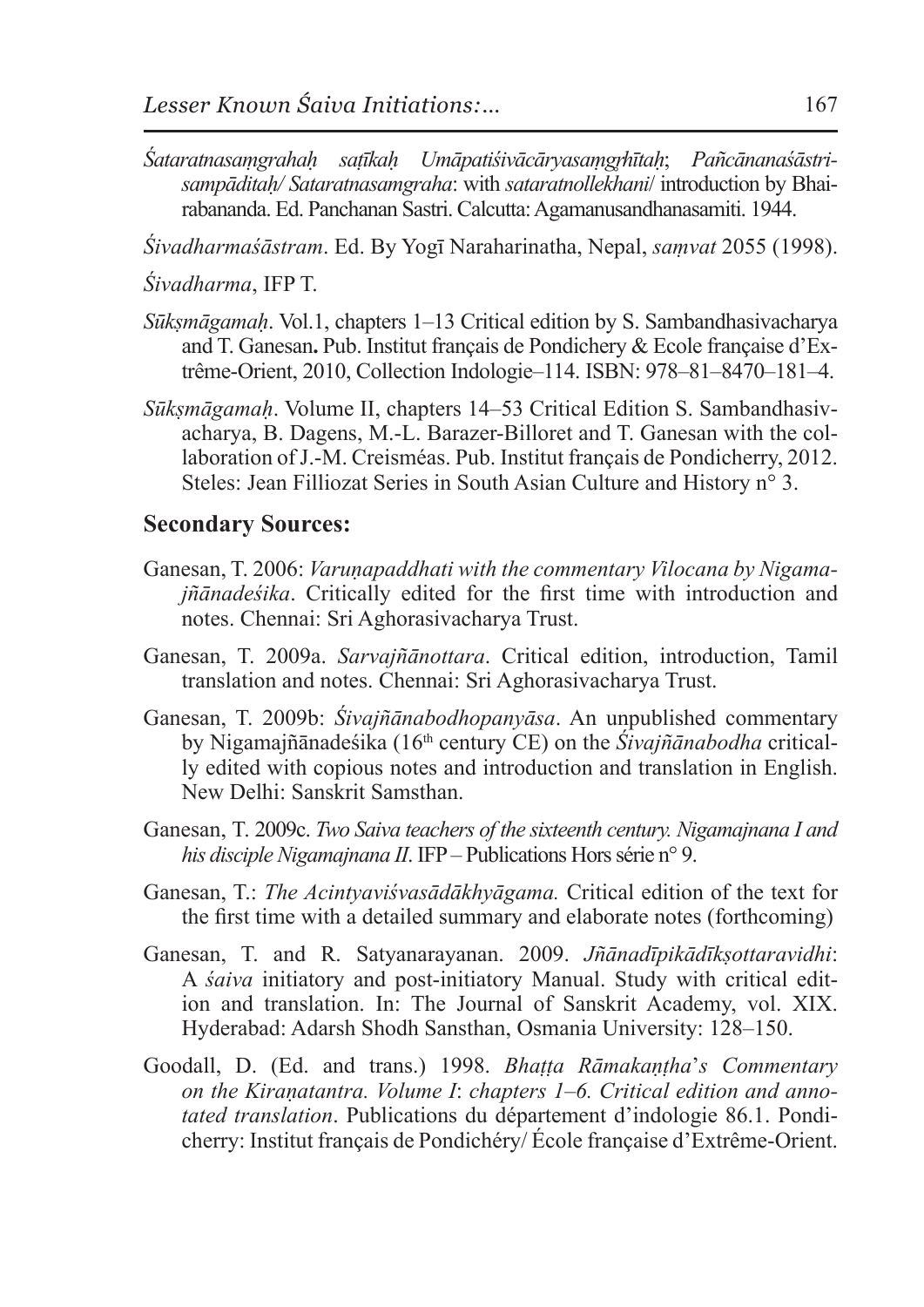*Śataratnasaṃgrahaḥ saṭīkaḥ Umāpatiśivācāryasaṃgṛhītaḥ*; *Pañcānanaśāstri-sampāditaḥ/ Sataratnasamgraha*: with *sataratnollekhani*/ introduction by Bhairabananda. Ed. Panchanan Sastri. Calcutta: Agamanusandhanasamiti. 1944.

*Śivadharmaśāstram*. Ed. By Yogī Naraharinatha, Nepal, *saṃvat* 2055 (1998).

*Śivadharma*, IFP T.

*Sūkṣmāgamaḥ*. Vol.1, chapters 1–13 Critical edition by S. Sambandhasivacharya and T. Ganesan**.** Pub. Institut français de Pondichery & Ecole française d'Extrême-Orient, 2010, Collection Indologie–114. ISBN: 978–81–8470–181–4.

*Sūkṣmāgamaḥ*. Volume II, chapters 14–53 Critical Edition S. Sambandhasivacharya, B. Dagens, M.-L. Barazer-Billoret and T. Ganesan with the collaboration of J.-M. Creisméas. Pub. Institut français de Pondicherry, 2012. Steles: Jean Filliozat Series in South Asian Culture and History n° 3.

## Secondary Sources:

Ganesan, T. 2006: *Varuṇapaddhati with the commentary Vilocana by Nigamajñānadeśika*. Critically edited for the first time with introduction and notes. Chennai: Sri Aghorasivacharya Trust.

Ganesan, T. 2009a. *Sarvajñānottara*. Critical edition, introduction, Tamil translation and notes. Chennai: Sri Aghorasivacharya Trust.

Ganesan, T. 2009b: *Śivajñānabodhopanyāsa*. An unpublished commentary by Nigamajñānadeśika (16th century CE) on the *Śivajñānabodha* critically edited with copious notes and introduction and translation in English. New Delhi: Sanskrit Samsthan.

Ganesan, T. 2009c. *Two Saiva teachers of the sixteenth century. Nigamajnana I and his disciple Nigamajnana II*. IFP – Publications Hors série n° 9.

Ganesan, T.: *The Acintyaviśvasādākhyāgama.* Critical edition of the text for the first time with a detailed summary and elaborate notes (forthcoming)

Ganesan, T. and R. Satyanarayanan. 2009. *Jñānadīpikādīkṣottaravidhi*: A *śaiva* initiatory and post-initiatory Manual. Study with critical edition and translation. In: The Journal of Sanskrit Academy, vol. XIX. Hyderabad: Adarsh Shodh Sansthan, Osmania University: 128–150.

Goodall, D. (Ed. and trans.) 1998. *Bhaṭṭa Rāmakaṇṭha*'*s Commentary on the Kiraṇatantra. Volume I*: *chapters 1–6. Critical edition and annotated translation*. Publications du département d'indologie 86.1. Pondicherry: Institut français de Pondichéry/ École française d'Extrême-Orient.